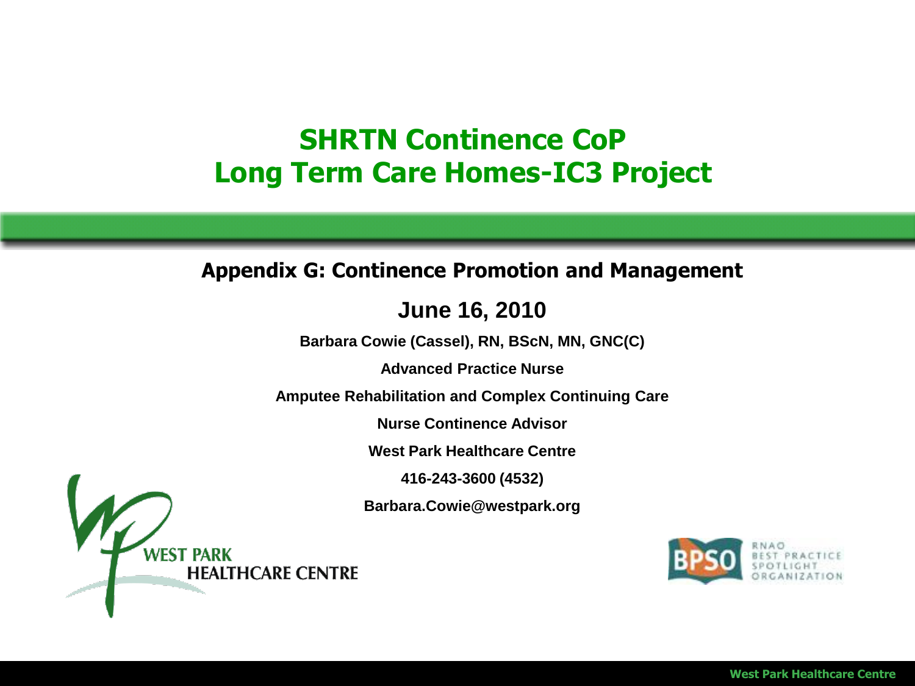# SHRTN Continence CoP
# Long Term Care Homes-IC3 Project

## Appendix G: Continence Promotion and Management

**June 16, 2010**

**Barbara Cowie (Cassel), RN, BScN, MN, GNC(C)**

**Advanced Practice Nurse**

**Amputee Rehabilitation and Complex Continuing Care**

**Nurse Continence Advisor**

**West Park Healthcare Centre**

**416-243-3600 (4532)**

**Barbara.Cowie@westpark.org**

WEST PARK HEALTHCARE CENTRE

BPSO RNAO BEST PRACTICE SPOTLIGHT ORGANIZATION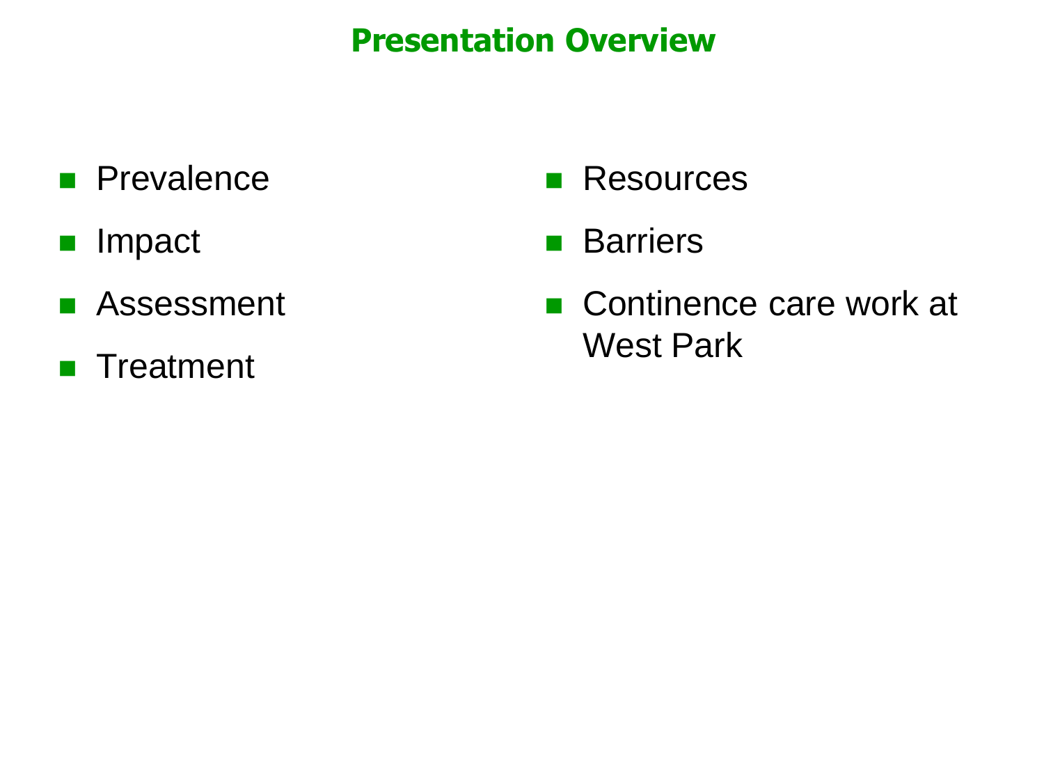# Presentation Overview

- Prevalence
- Impact
- Assessment
- Treatment
- Resources
- Barriers
- Continence care work at West Park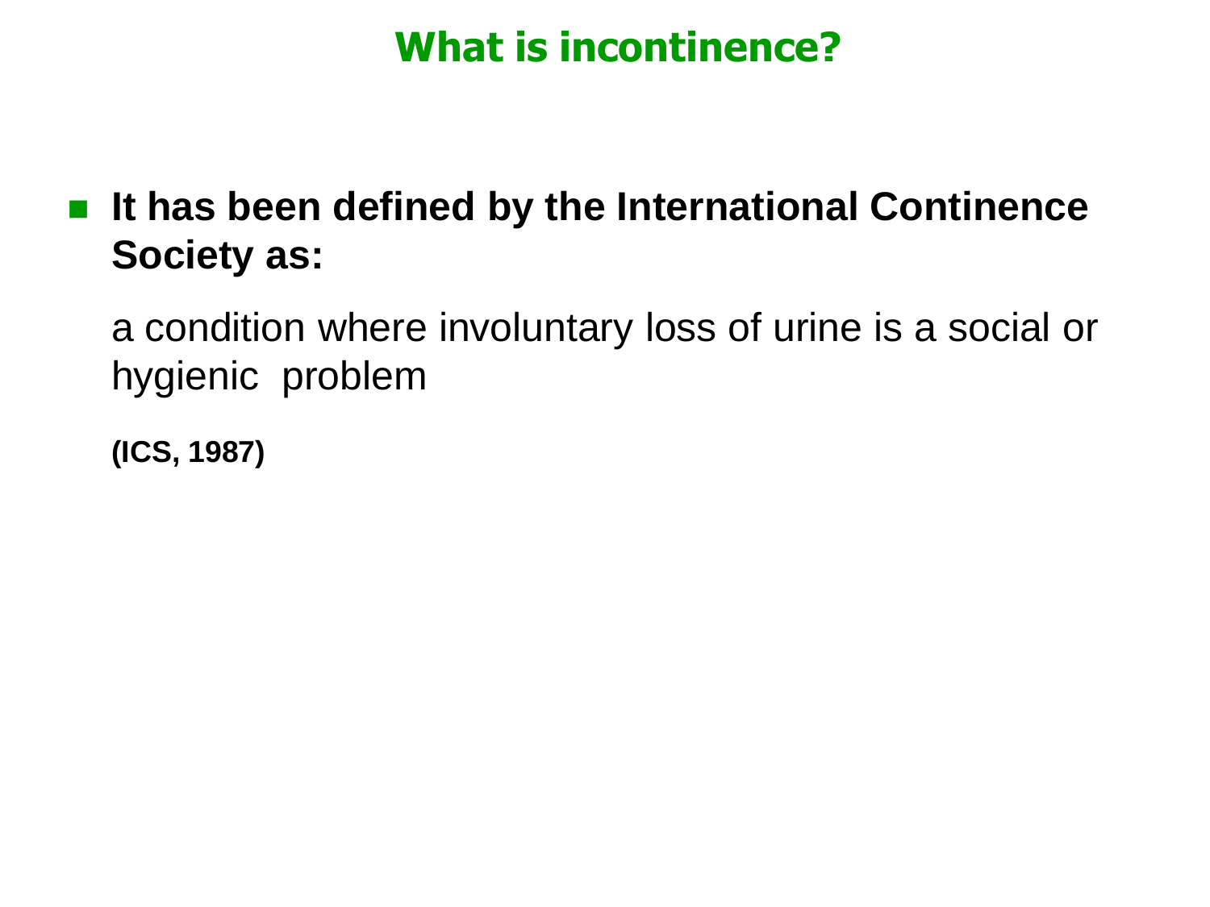# What is incontinence?

- **It has been defined by the International Continence Society as:**

  a condition where involuntary loss of urine is a social or hygienic problem

  **(ICS, 1987)**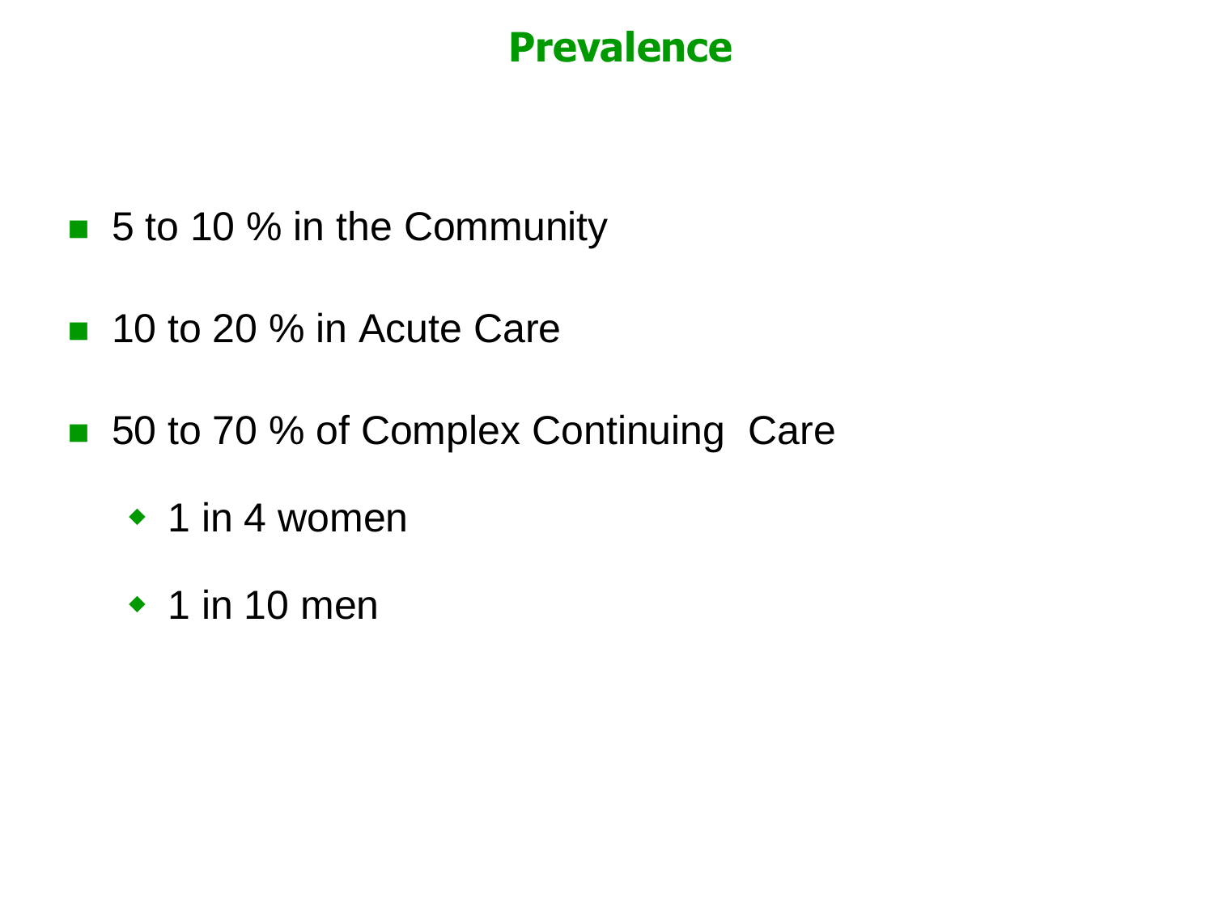# Prevalence

- 5 to 10 % in the Community
- 10 to 20 % in Acute Care
- 50 to 70 % of Complex Continuing Care
  - 1 in 4 women
  - 1 in 10 men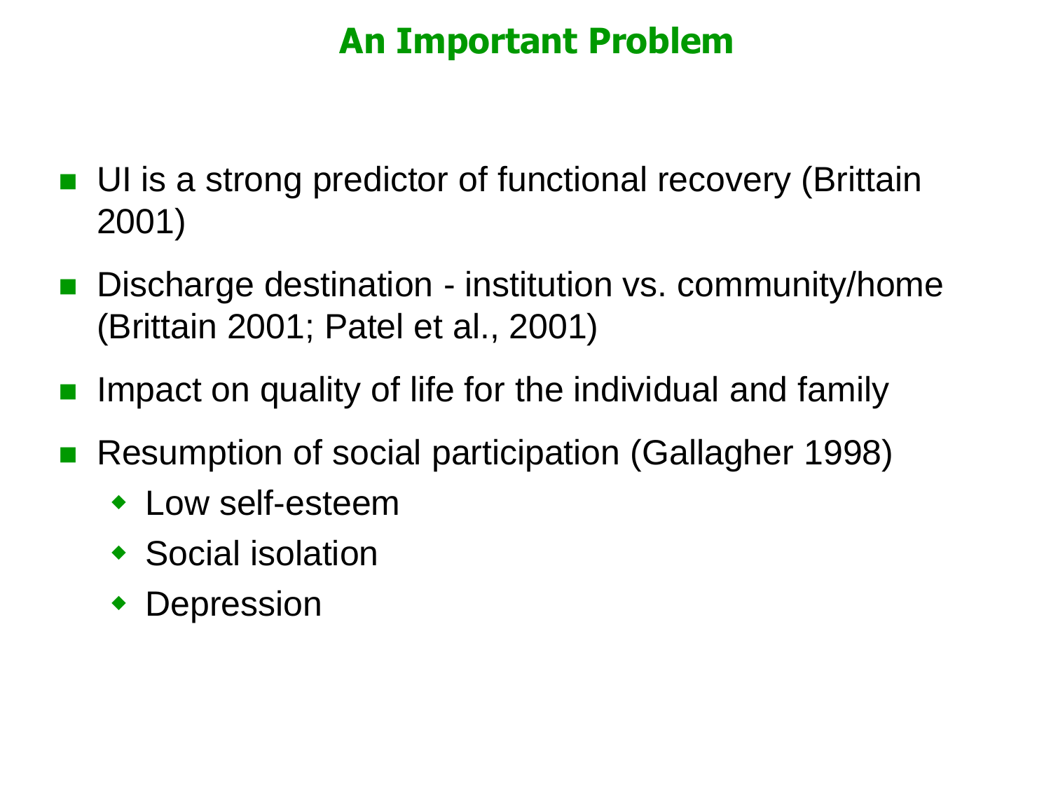# An Important Problem

- UI is a strong predictor of functional recovery (Brittain 2001)
- Discharge destination - institution vs. community/home (Brittain 2001; Patel et al., 2001)
- Impact on quality of life for the individual and family
- Resumption of social participation (Gallagher 1998)
  - Low self-esteem
  - Social isolation
  - Depression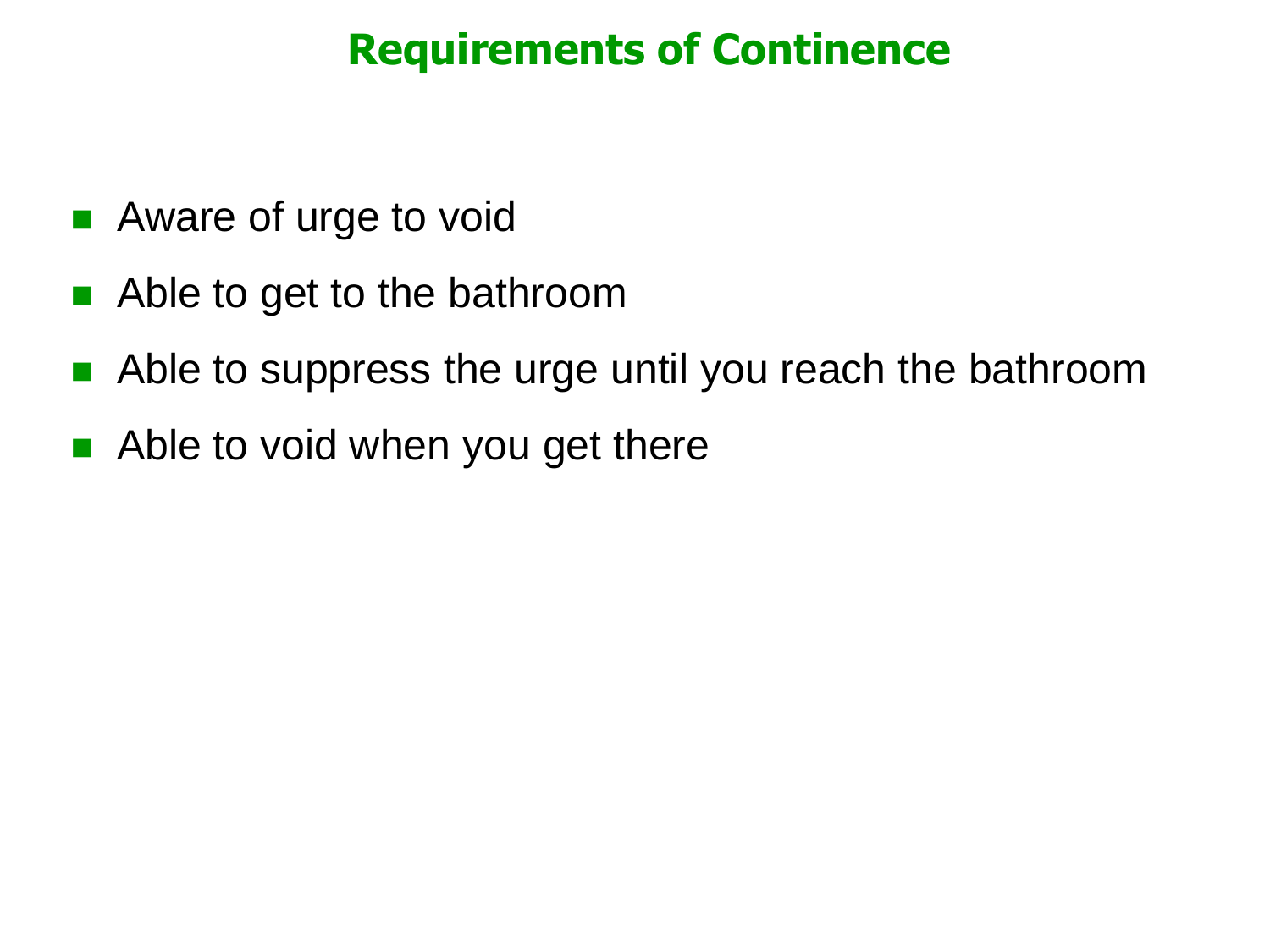## Requirements of Continence

- Aware of urge to void
- Able to get to the bathroom
- Able to suppress the urge until you reach the bathroom
- Able to void when you get there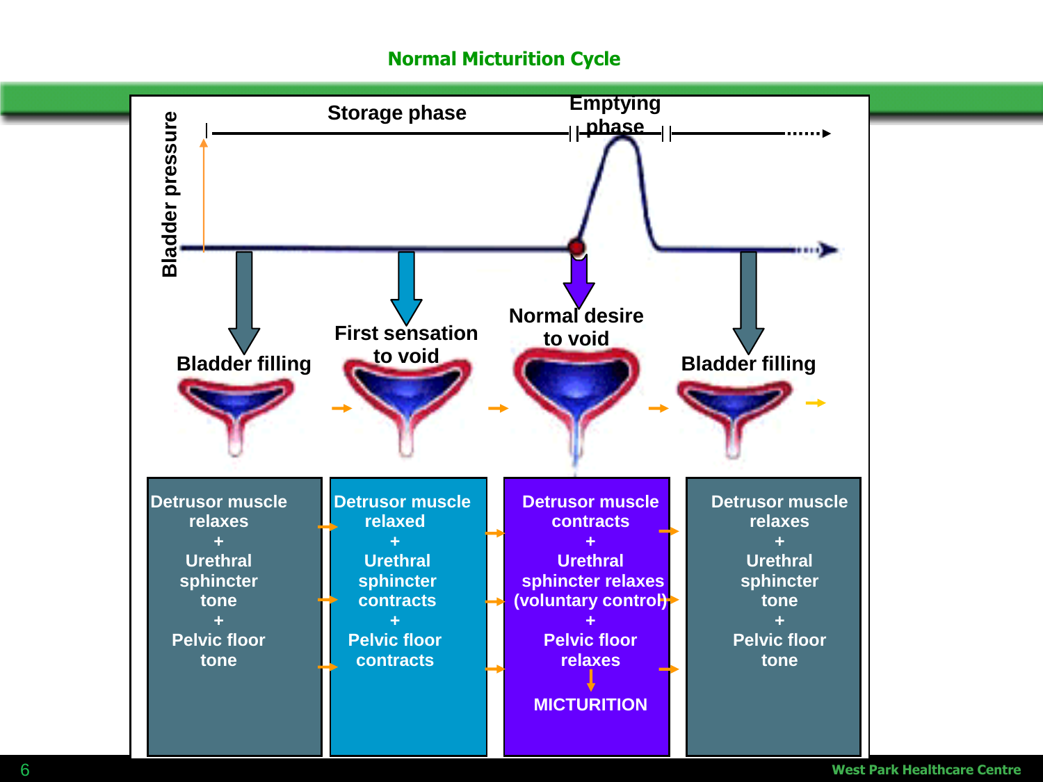# Normal Micturition Cycle

Storage phase | Emptying phase

Bladder pressure

| Bladder filling | First sensation to void | Normal desire to void | Bladder filling |
|---|---|---|---|
| Detrusor muscle relaxes + Urethral sphincter tone + Pelvic floor tone | Detrusor muscle relaxed + Urethral sphincter contracts + Pelvic floor contracts | Detrusor muscle contracts + Urethral sphincter relaxes (voluntary control) + Pelvic floor relaxes → MICTURITION | Detrusor muscle relaxes + Urethral sphincter tone + Pelvic floor tone |

West Park Healthcare Centre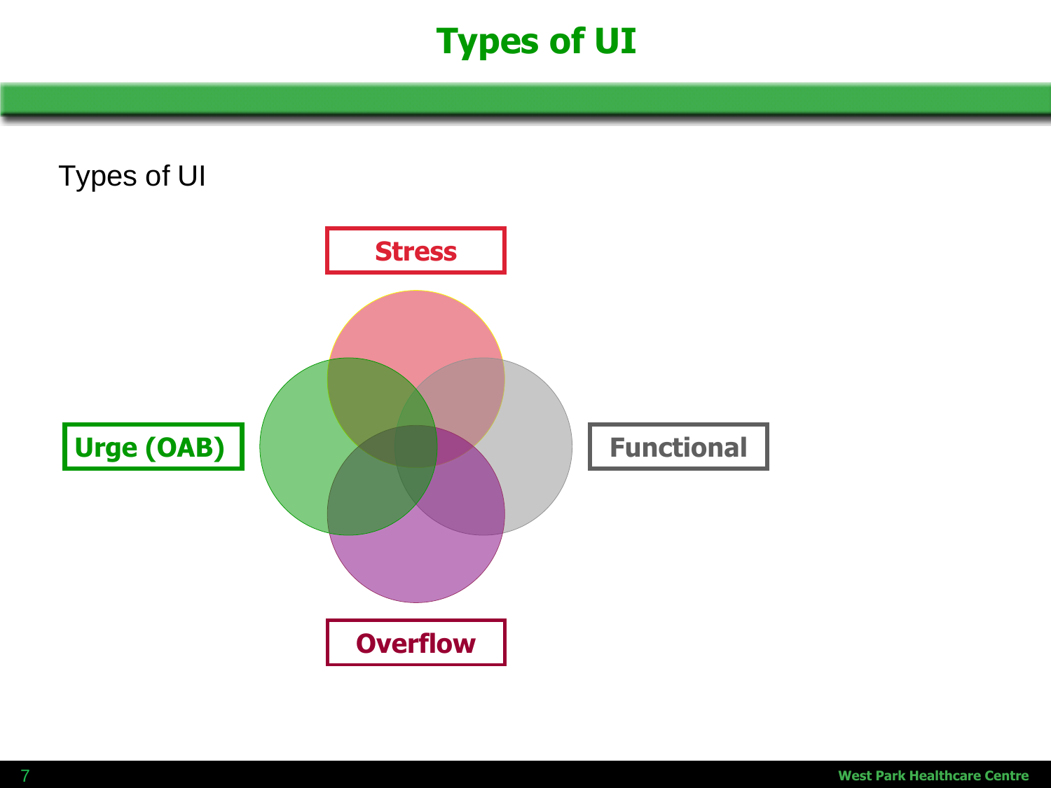# Types of UI

Types of UI

Stress

Urge (OAB)

Functional

Overflow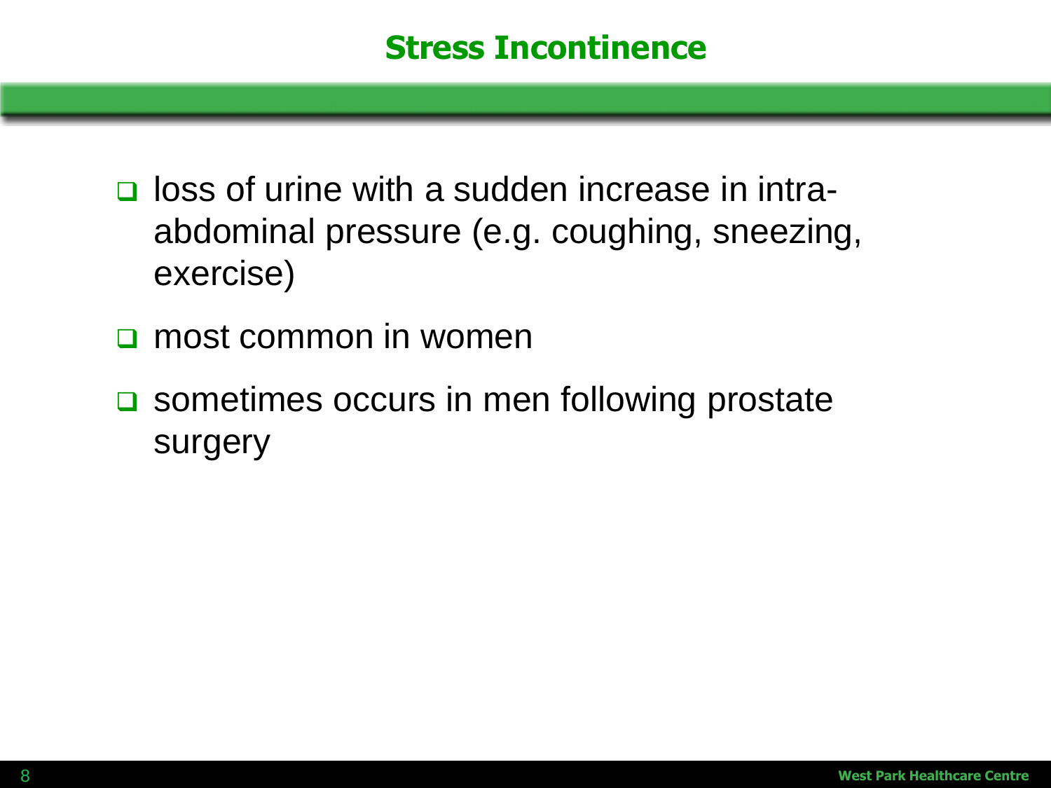# Stress Incontinence

- loss of urine with a sudden increase in intra-abdominal pressure (e.g. coughing, sneezing, exercise)
- most common in women
- sometimes occurs in men following prostate surgery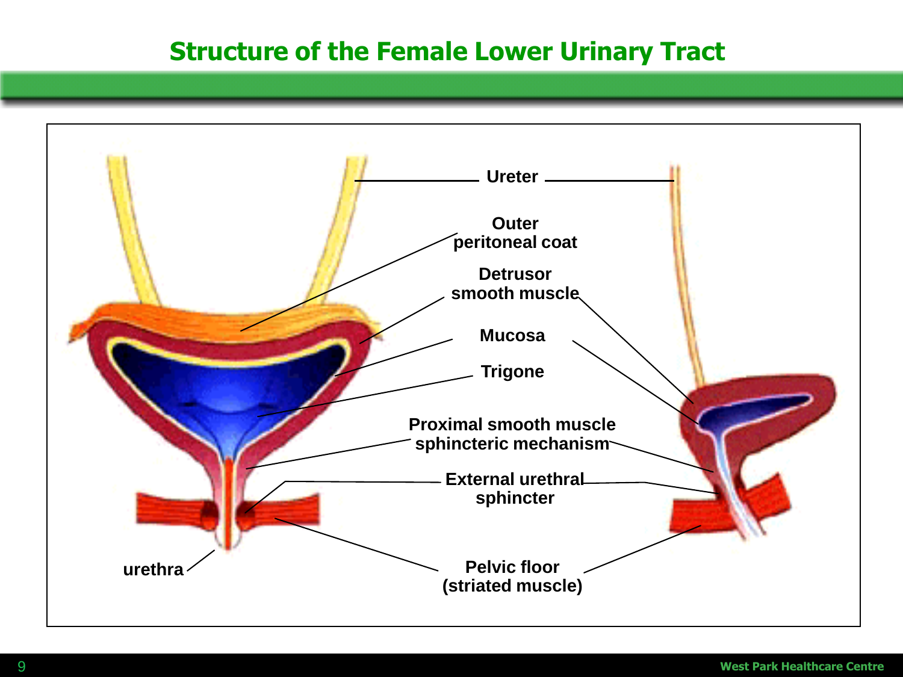# Structure of the Female Lower Urinary Tract

Ureter

Outer peritoneal coat

Detrusor smooth muscle

Mucosa

Trigone

Proximal smooth muscle sphincteric mechanism

External urethral sphincter

urethra

Pelvic floor (striated muscle)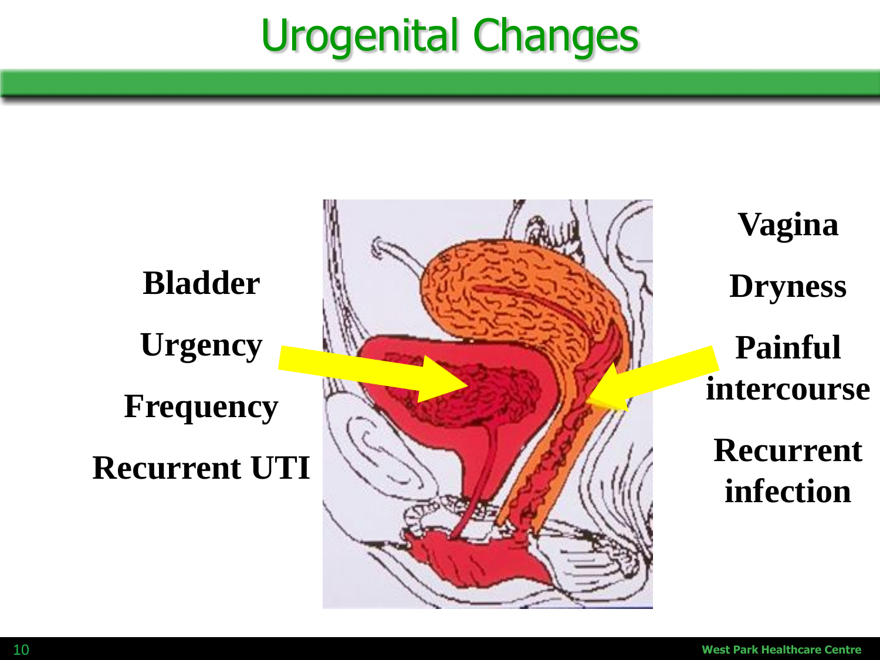# Urogenital Changes

**Bladder**

**Urgency**

**Frequency**

**Recurrent UTI**

**Vagina**

**Dryness**

**Painful intercourse**

**Recurrent infection**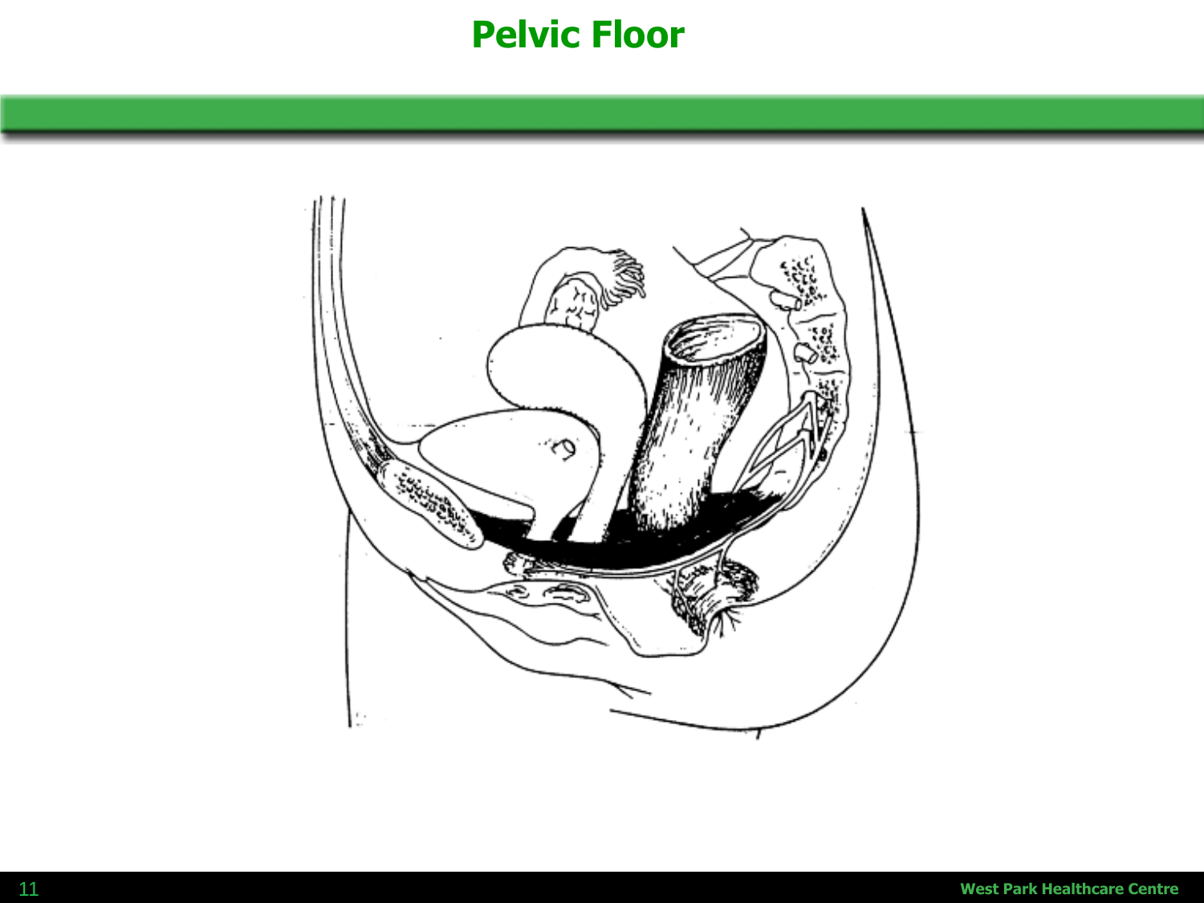# Pelvic Floor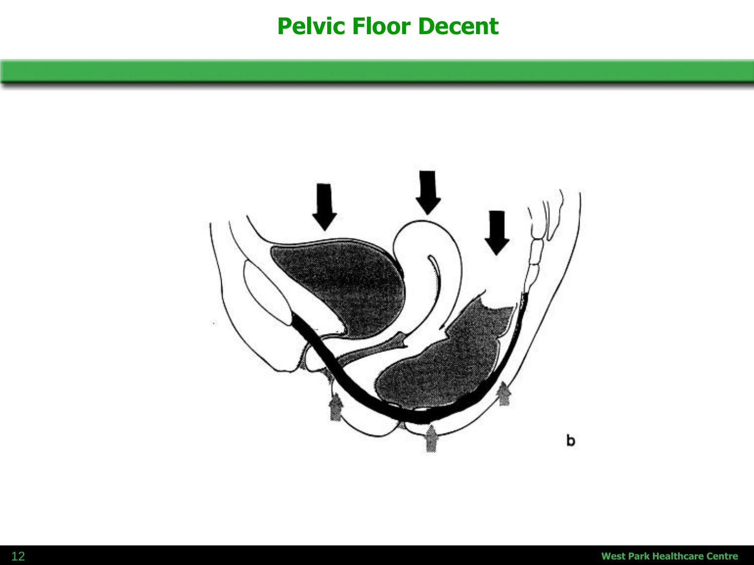# Pelvic Floor Decent

b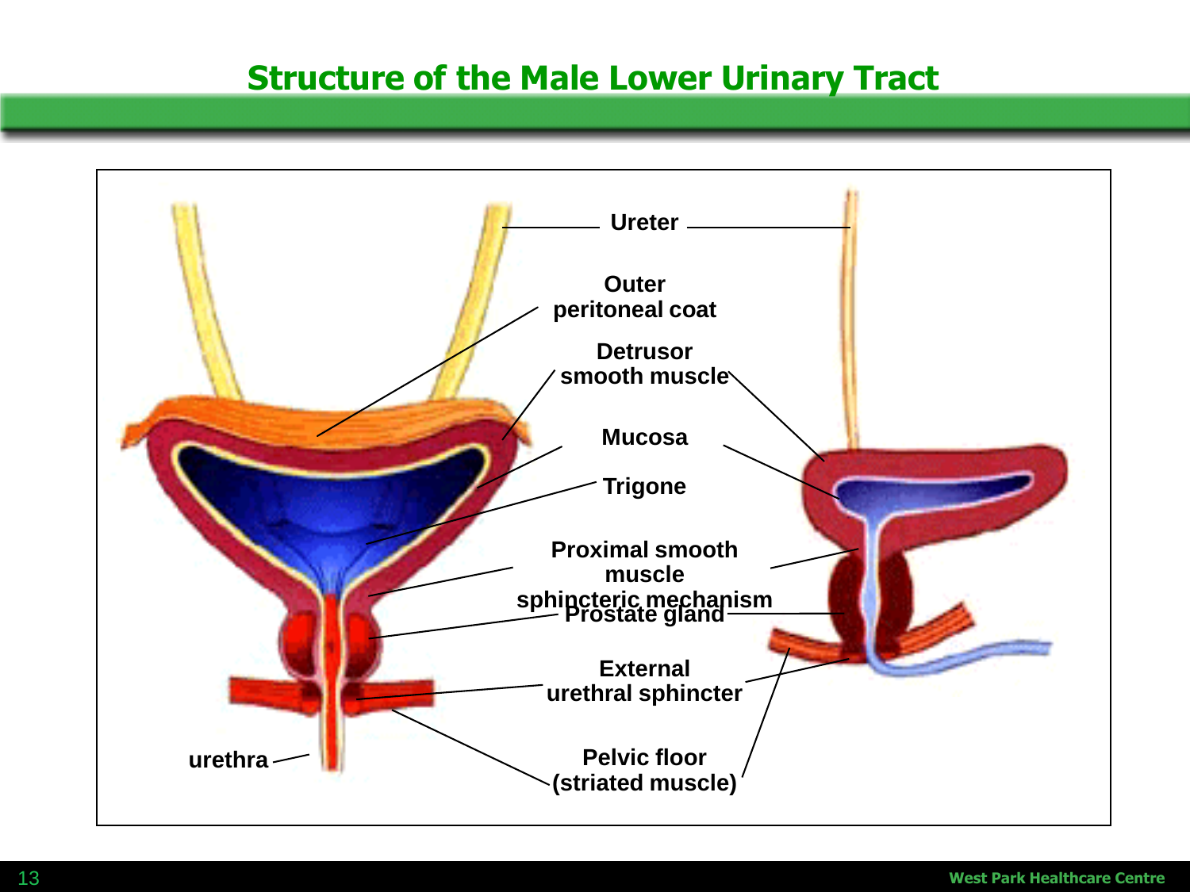# Structure of the Male Lower Urinary Tract

Ureter

Outer peritoneal coat

Detrusor smooth muscle

Mucosa

Trigone

Proximal smooth muscle sphincteric mechanism

Prostate gland

External urethral sphincter

urethra

Pelvic floor (striated muscle)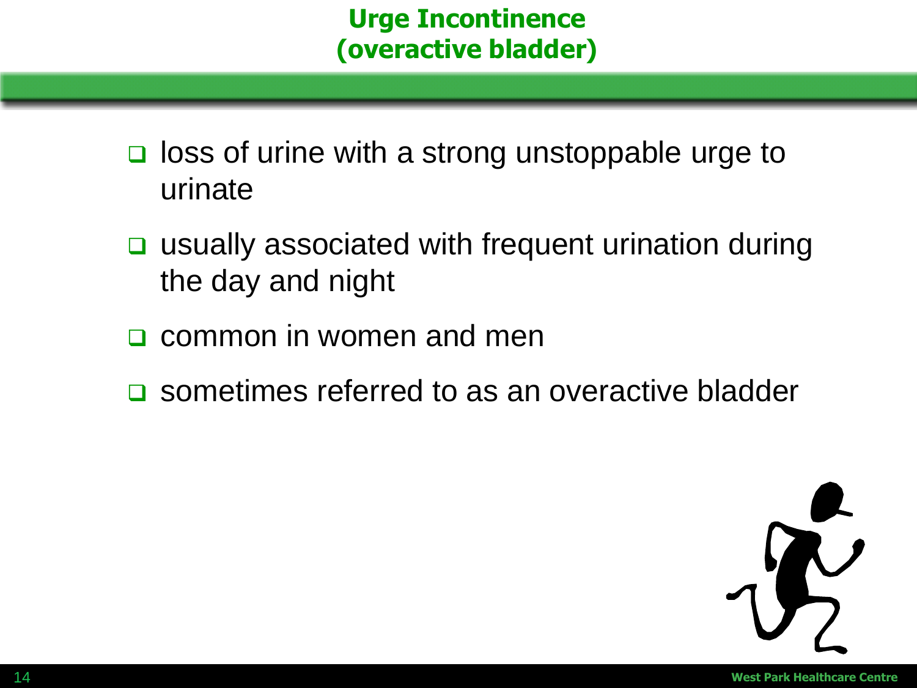# Urge Incontinence (overactive bladder)

- loss of urine with a strong unstoppable urge to urinate
- usually associated with frequent urination during the day and night
- common in women and men
- sometimes referred to as an overactive bladder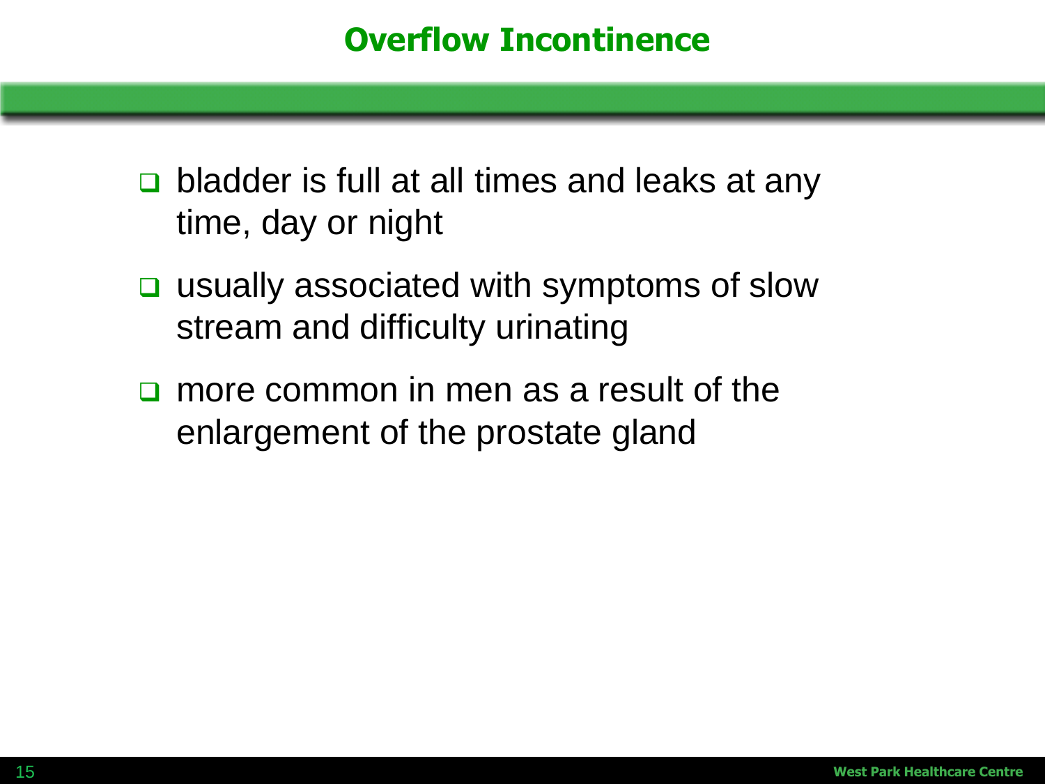# Overflow Incontinence

- bladder is full at all times and leaks at any time, day or night
- usually associated with symptoms of slow stream and difficulty urinating
- more common in men as a result of the enlargement of the prostate gland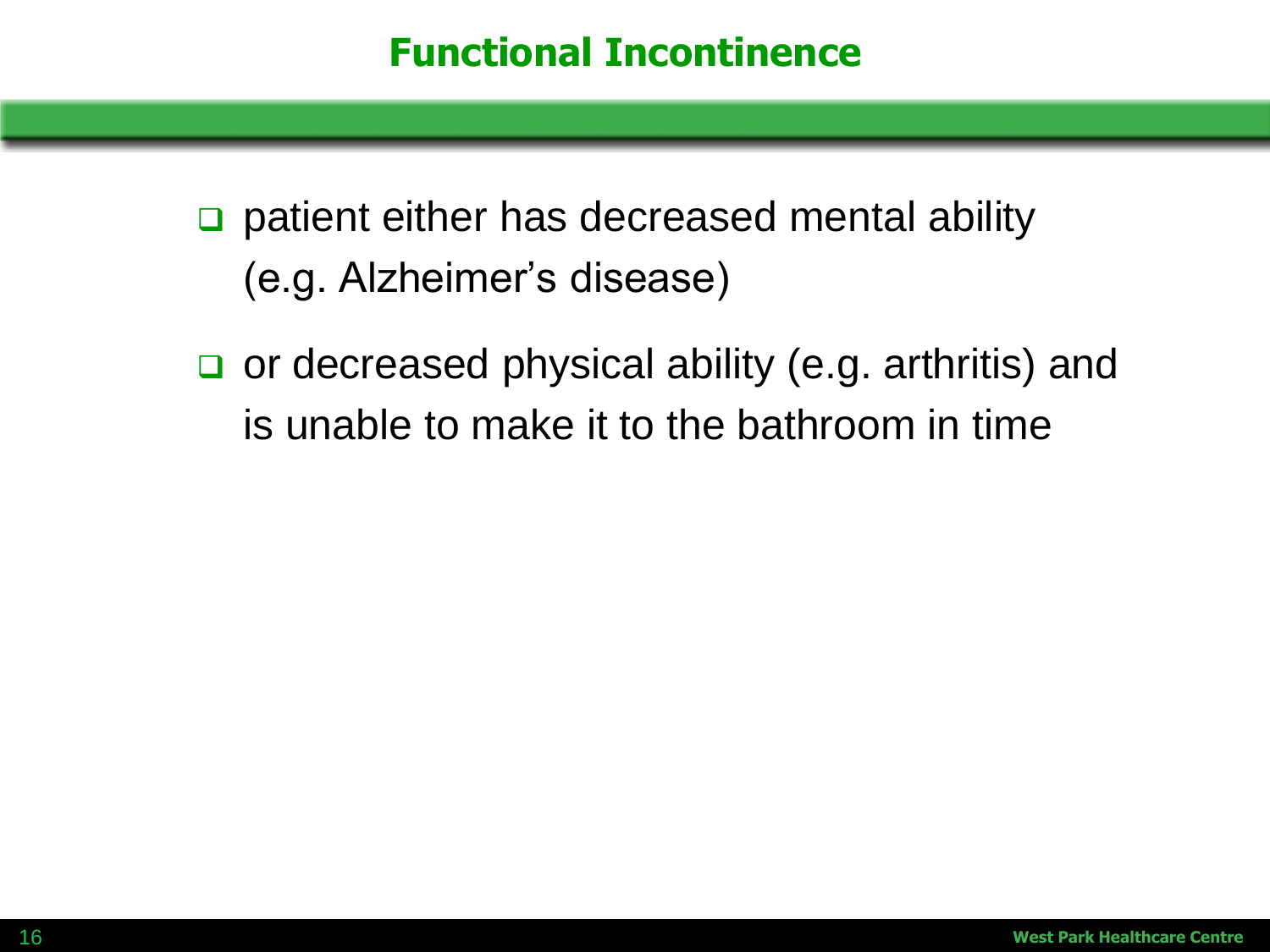# Functional Incontinence

- patient either has decreased mental ability (e.g. Alzheimer's disease)
- or decreased physical ability (e.g. arthritis) and is unable to make it to the bathroom in time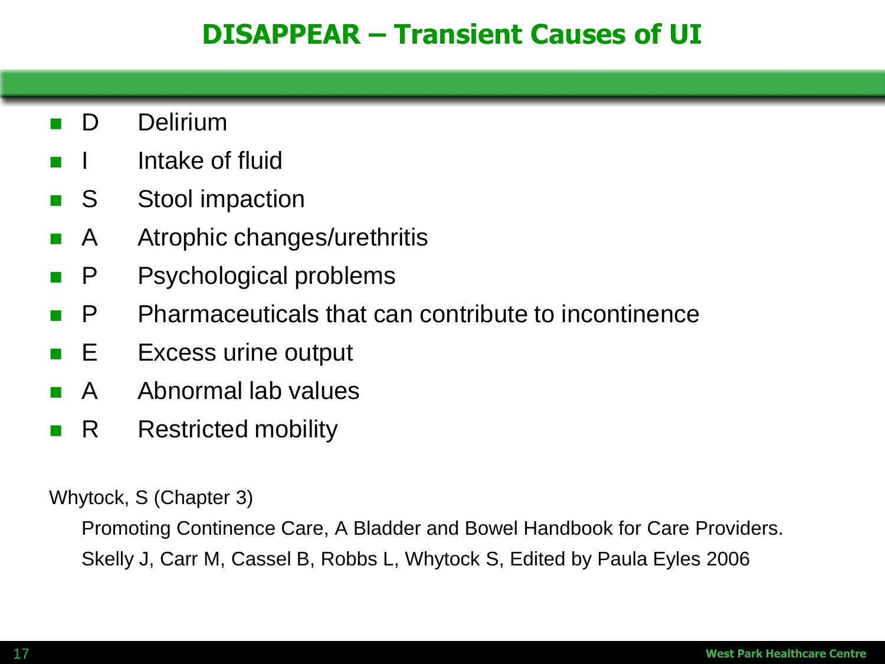# DISAPPEAR – Transient Causes of UI

- D Delirium
- I Intake of fluid
- S Stool impaction
- A Atrophic changes/urethritis
- P Psychological problems
- P Pharmaceuticals that can contribute to incontinence
- E Excess urine output
- A Abnormal lab values
- R Restricted mobility

Whytock, S (Chapter 3)

Promoting Continence Care, A Bladder and Bowel Handbook for Care Providers. Skelly J, Carr M, Cassel B, Robbs L, Whytock S, Edited by Paula Eyles 2006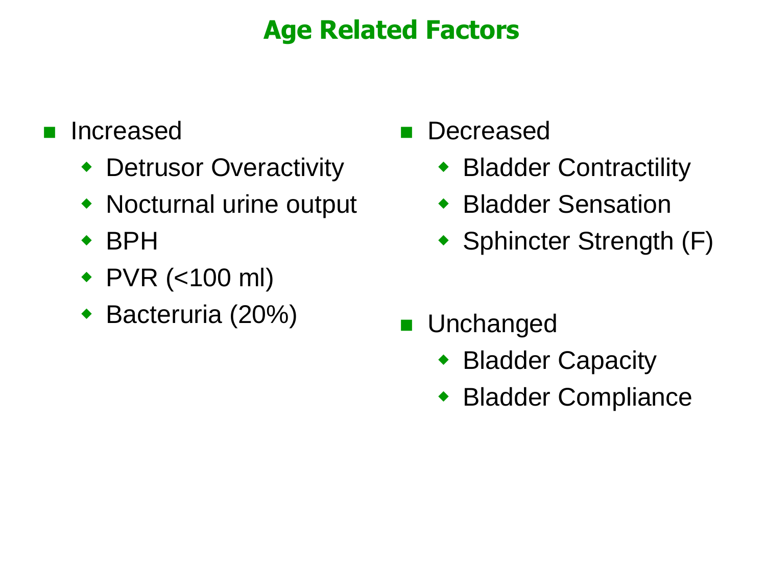# Age Related Factors

- Increased
  - Detrusor Overactivity
  - Nocturnal urine output
  - BPH
  - PVR (<100 ml)
  - Bacteruria (20%)

- Decreased
  - Bladder Contractility
  - Bladder Sensation
  - Sphincter Strength (F)

- Unchanged
  - Bladder Capacity
  - Bladder Compliance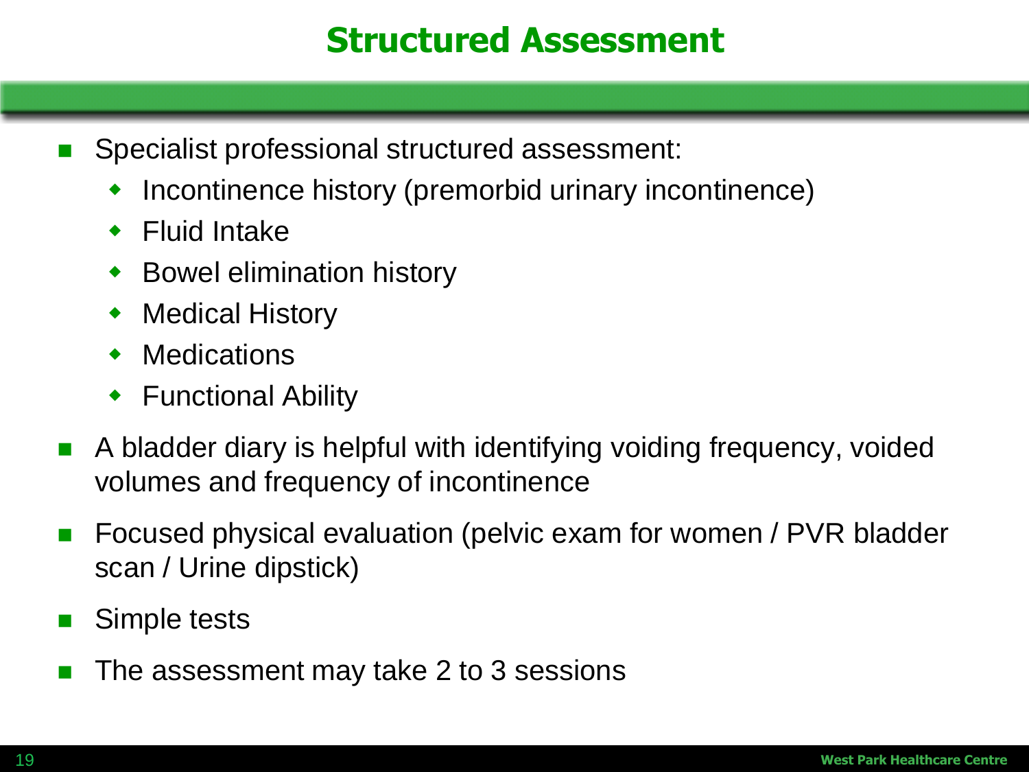# Structured Assessment

- Specialist professional structured assessment:
  - Incontinence history (premorbid urinary incontinence)
  - Fluid Intake
  - Bowel elimination history
  - Medical History
  - Medications
  - Functional Ability
- A bladder diary is helpful with identifying voiding frequency, voided volumes and frequency of incontinence
- Focused physical evaluation (pelvic exam for women / PVR bladder scan / Urine dipstick)
- Simple tests
- The assessment may take 2 to 3 sessions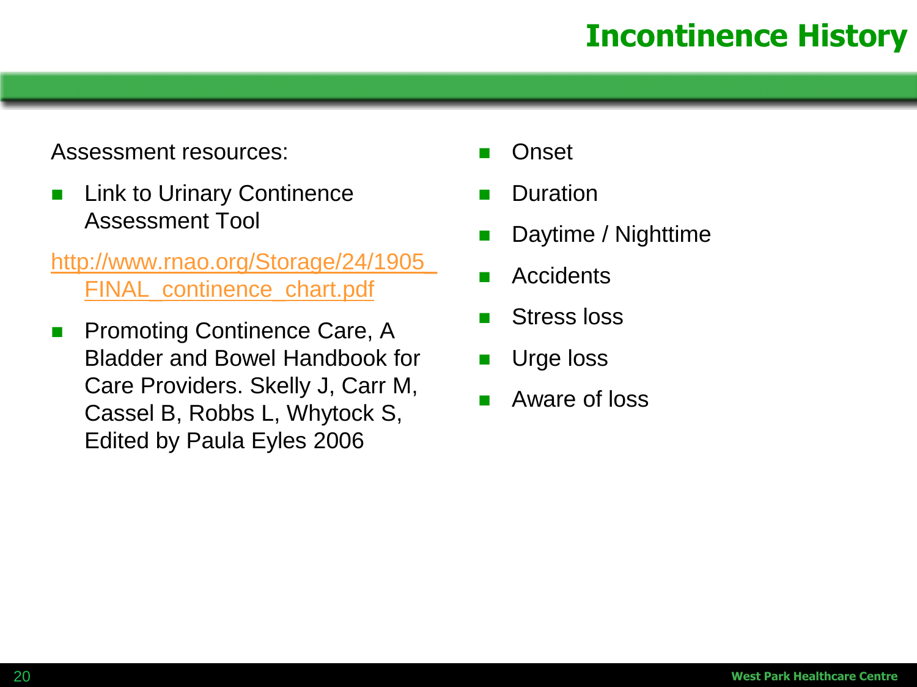# Incontinence History

Assessment resources:

- Link to Urinary Continence Assessment Tool

[http://www.rnao.org/Storage/24/1905_FINAL_continence_chart.pdf](http://www.rnao.org/Storage/24/1905_FINAL_continence_chart.pdf)

- Promoting Continence Care, A Bladder and Bowel Handbook for Care Providers. Skelly J, Carr M, Cassel B, Robbs L, Whytock S, Edited by Paula Eyles 2006

- Onset
- Duration
- Daytime / Nighttime
- Accidents
- Stress loss
- Urge loss
- Aware of loss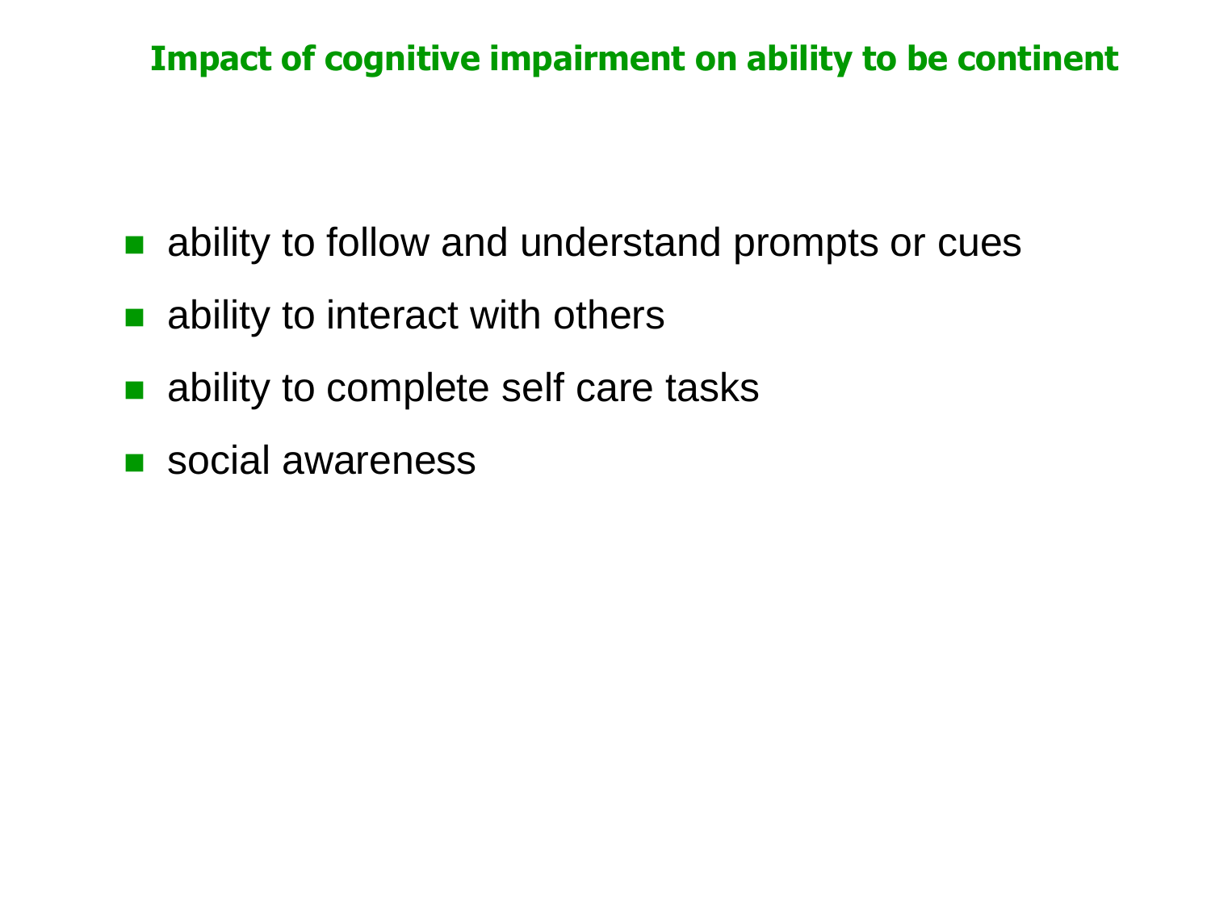## Impact of cognitive impairment on ability to be continent

- ability to follow and understand prompts or cues
- ability to interact with others
- ability to complete self care tasks
- social awareness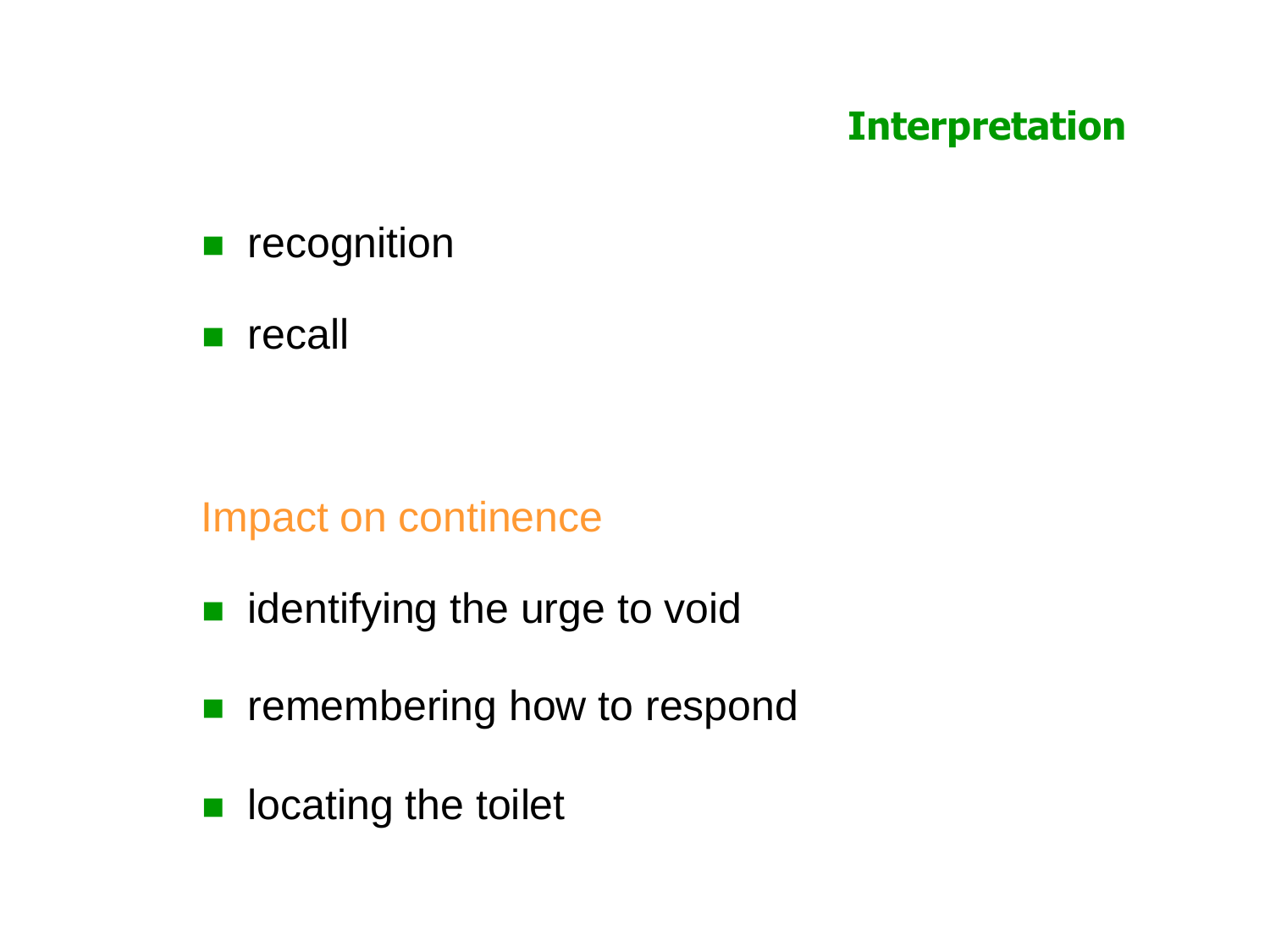## Interpretation

- recognition
- recall

### Impact on continence

- identifying the urge to void
- remembering how to respond
- locating the toilet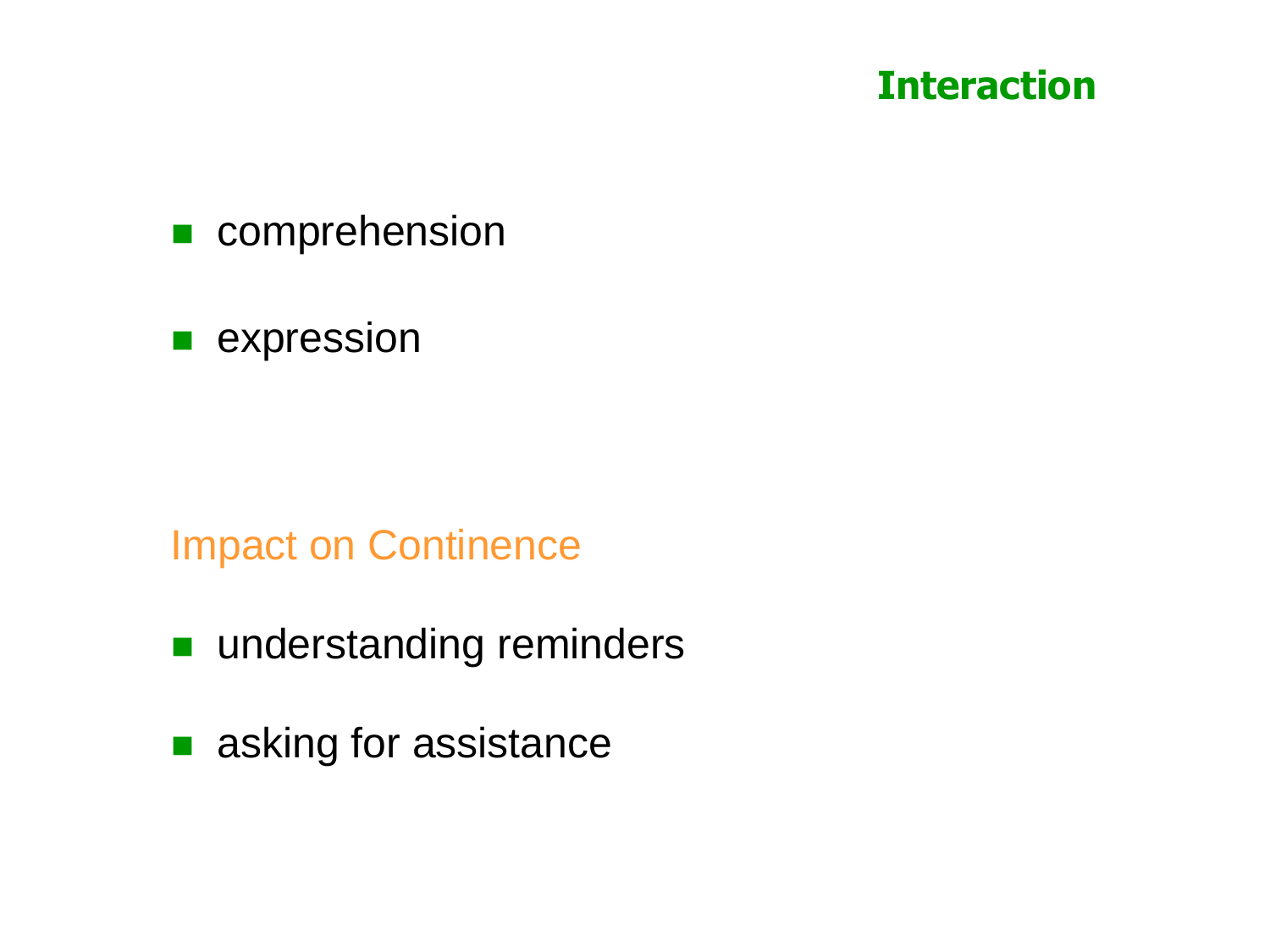## Interaction

- comprehension
- expression

### Impact on Continence

- understanding reminders
- asking for assistance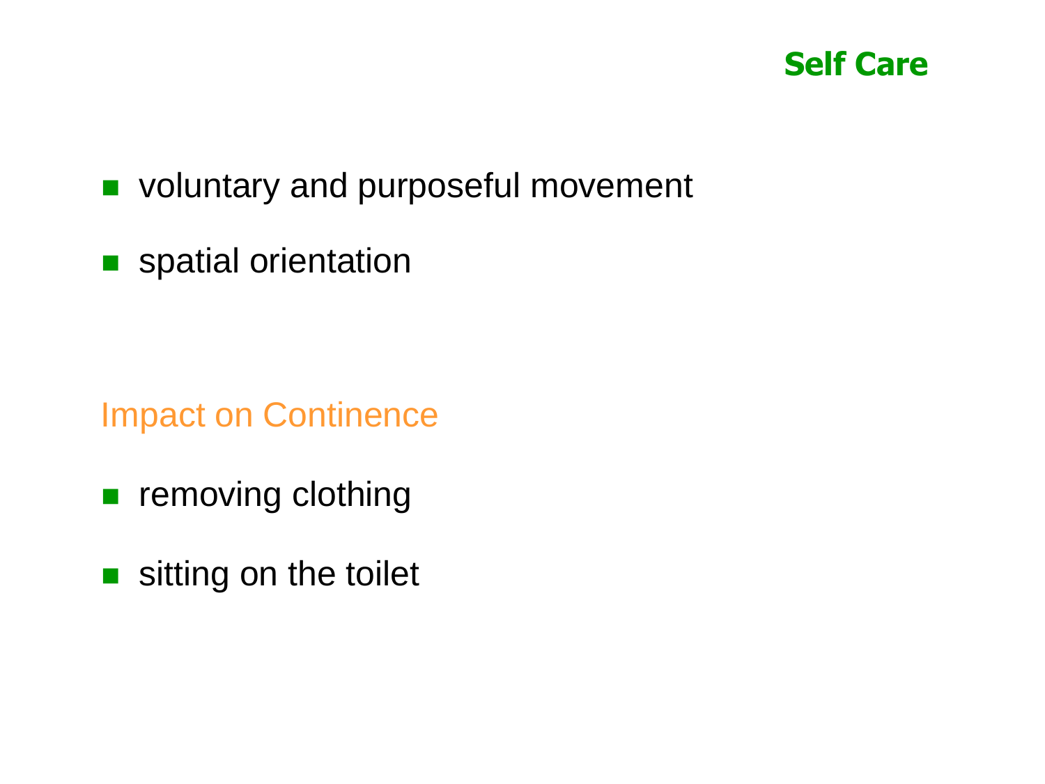## Self Care

- voluntary and purposeful movement
- spatial orientation

### Impact on Continence

- removing clothing
- sitting on the toilet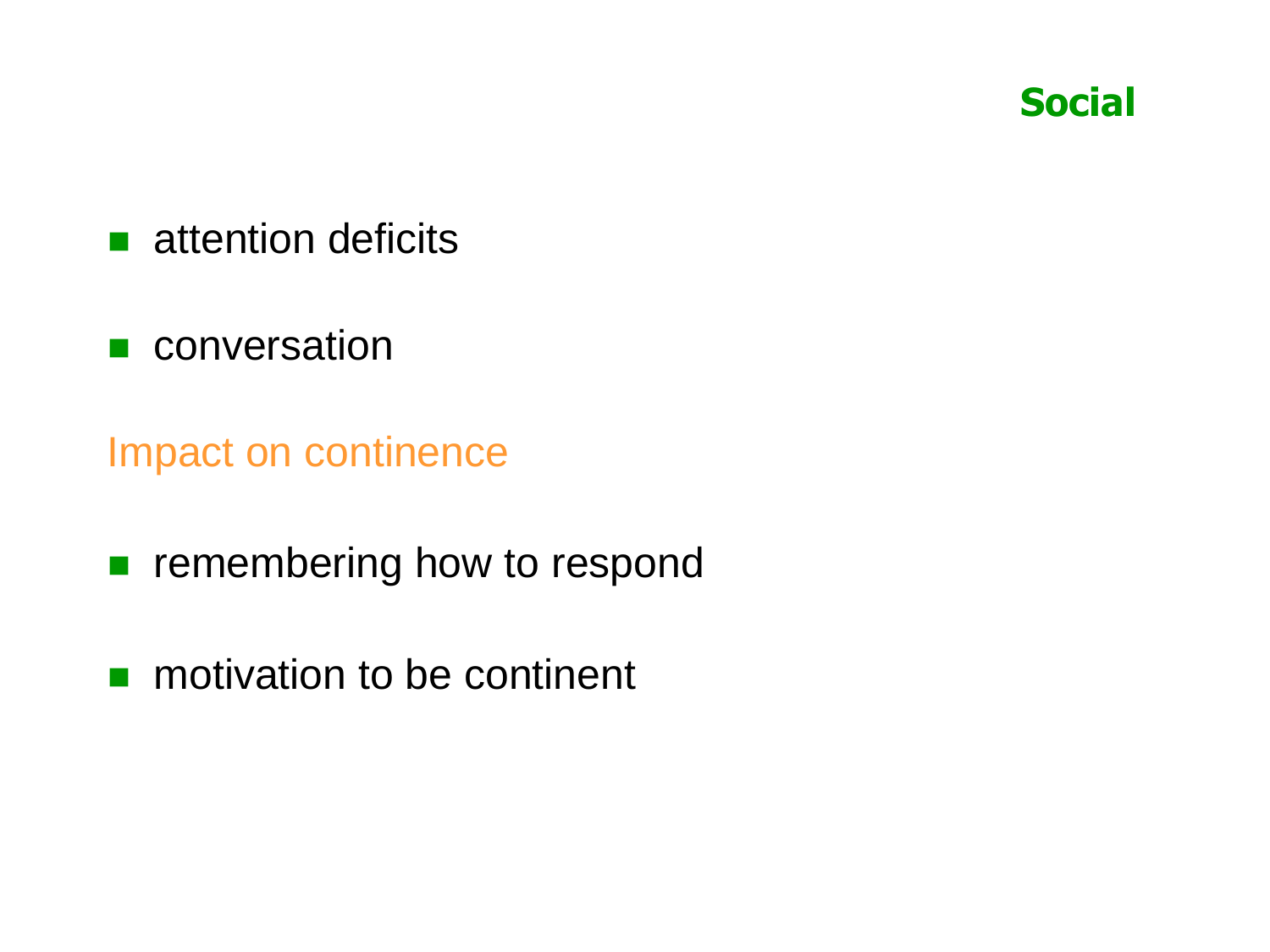## Social

- attention deficits
- conversation

### Impact on continence

- remembering how to respond
- motivation to be continent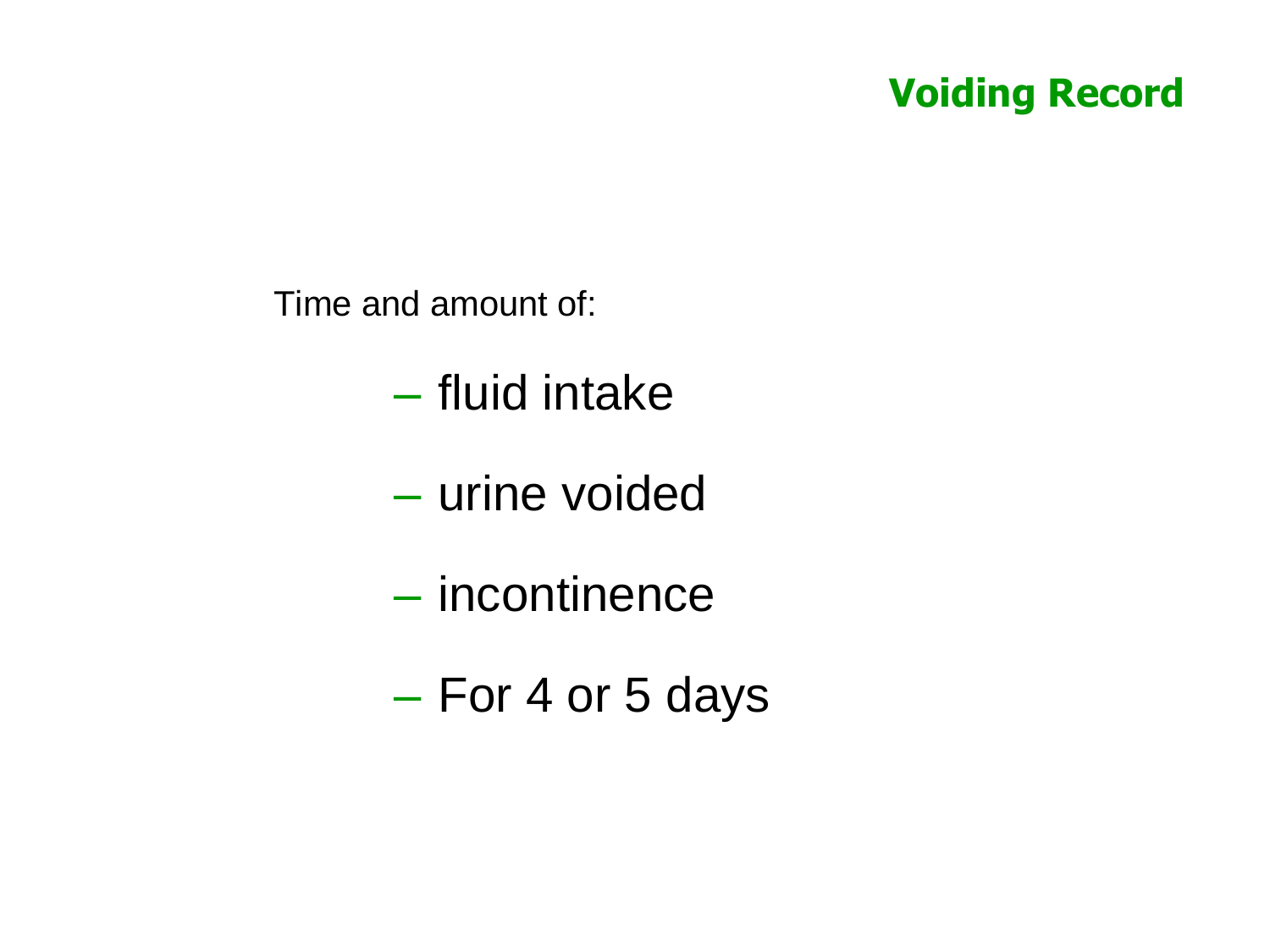## Voiding Record

Time and amount of:

- fluid intake
- urine voided
- incontinence
- For 4 or 5 days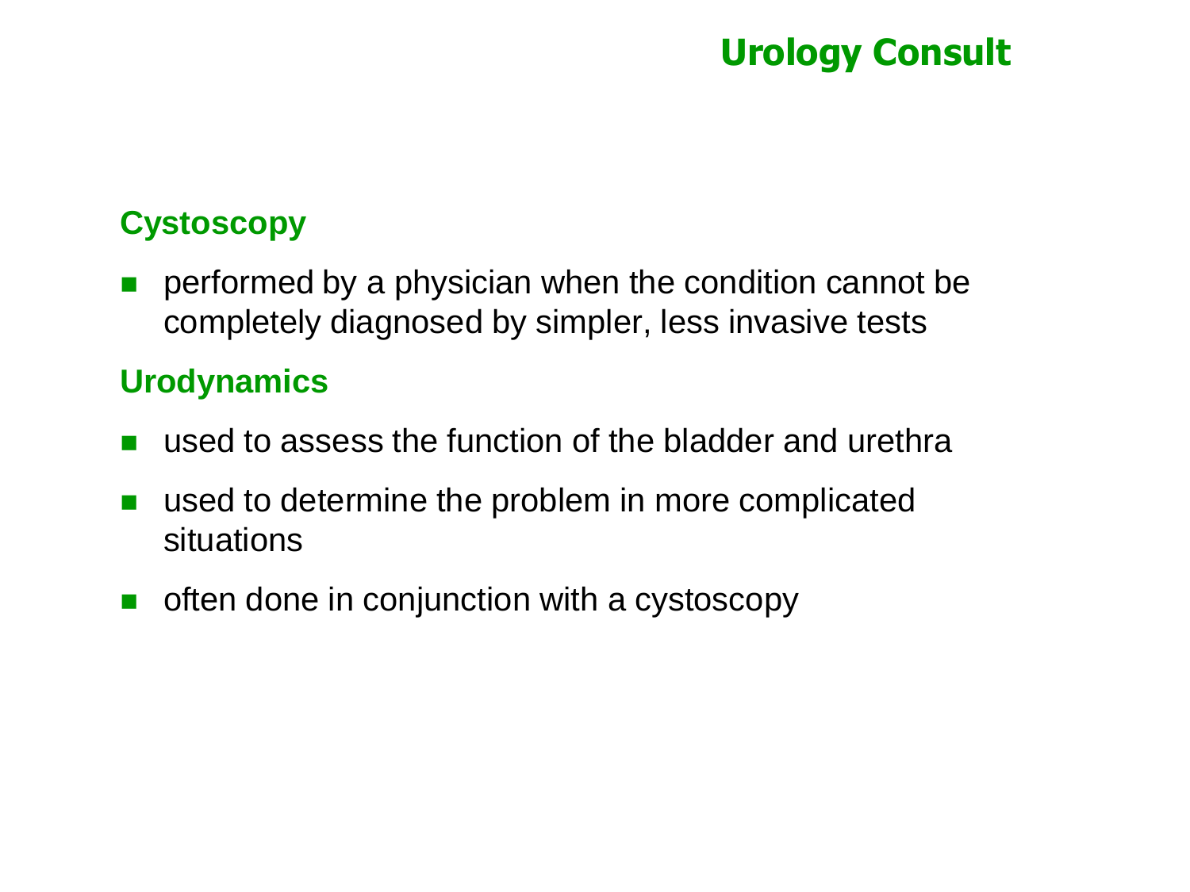# Urology Consult

### Cystoscopy

- performed by a physician when the condition cannot be completely diagnosed by simpler, less invasive tests

### Urodynamics

- used to assess the function of the bladder and urethra
- used to determine the problem in more complicated situations
- often done in conjunction with a cystoscopy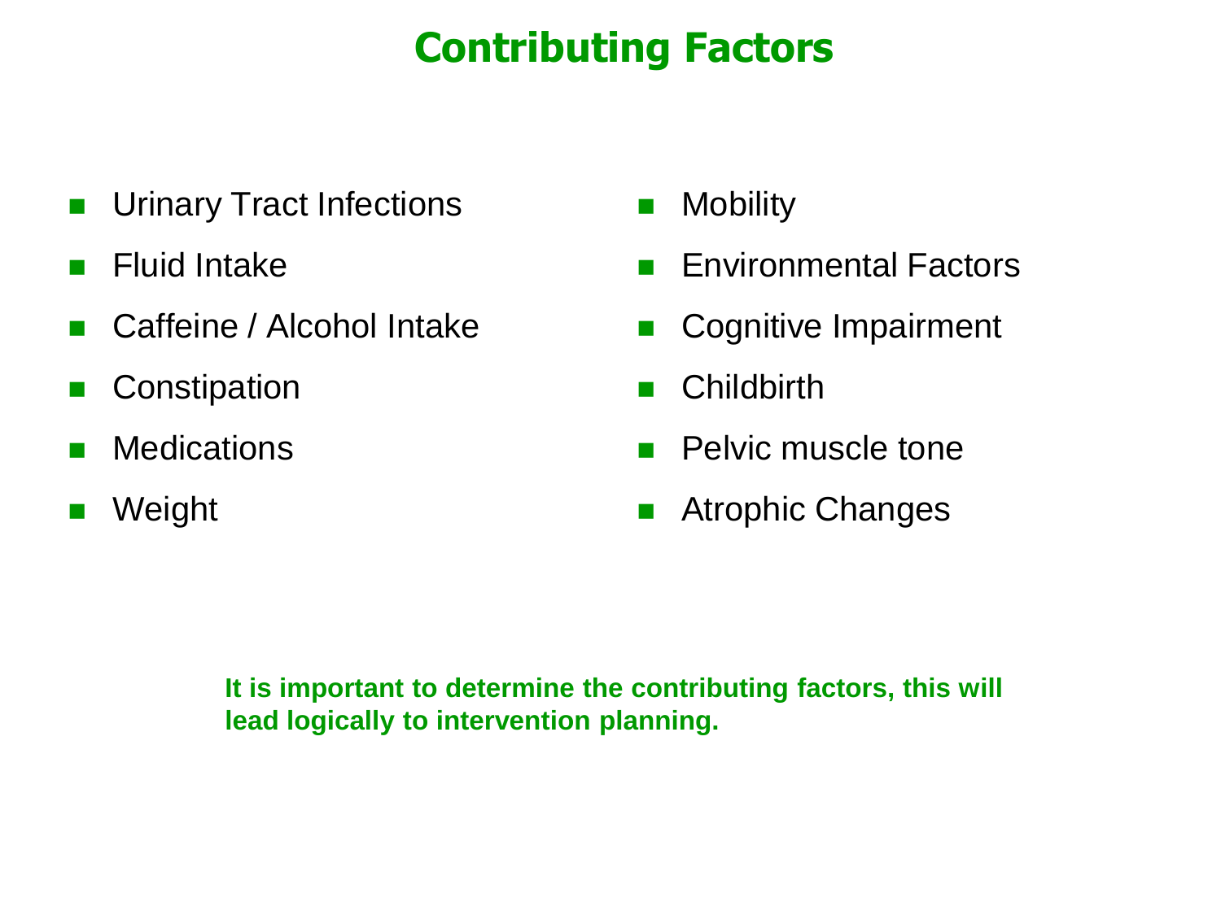# Contributing Factors

- Urinary Tract Infections
- Fluid Intake
- Caffeine / Alcohol Intake
- Constipation
- Medications
- Weight
- Mobility
- Environmental Factors
- Cognitive Impairment
- Childbirth
- Pelvic muscle tone
- Atrophic Changes

**It is important to determine the contributing factors, this will lead logically to intervention planning.**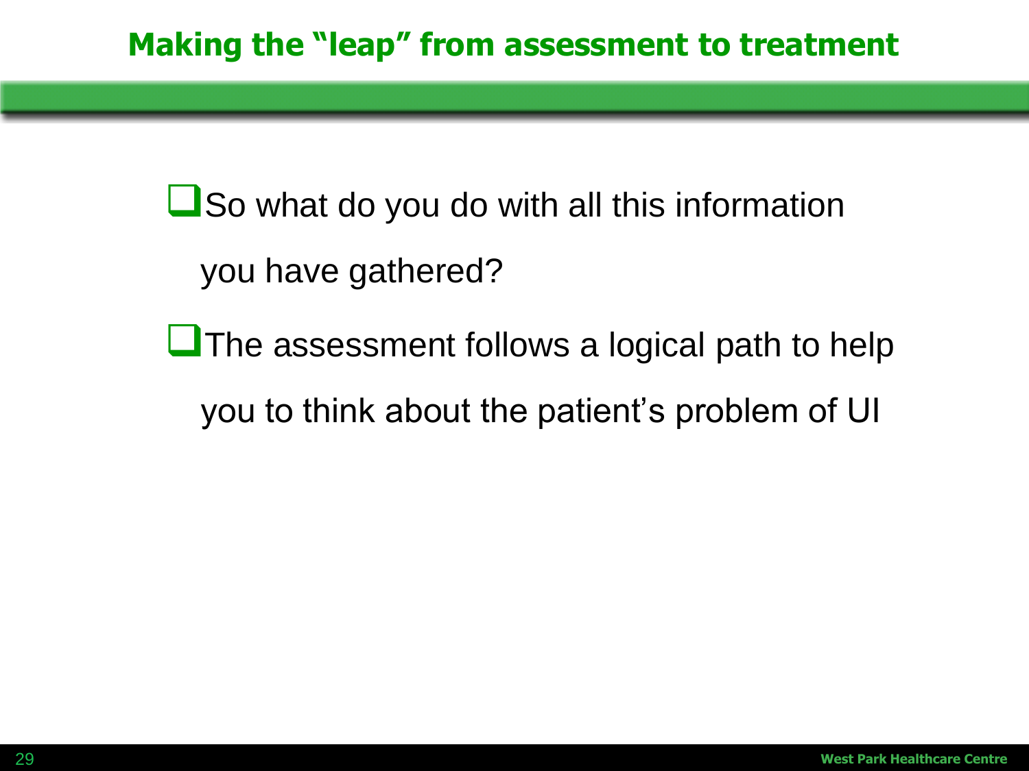# Making the "leap" from assessment to treatment

- So what do you do with all this information you have gathered?
- The assessment follows a logical path to help you to think about the patient's problem of UI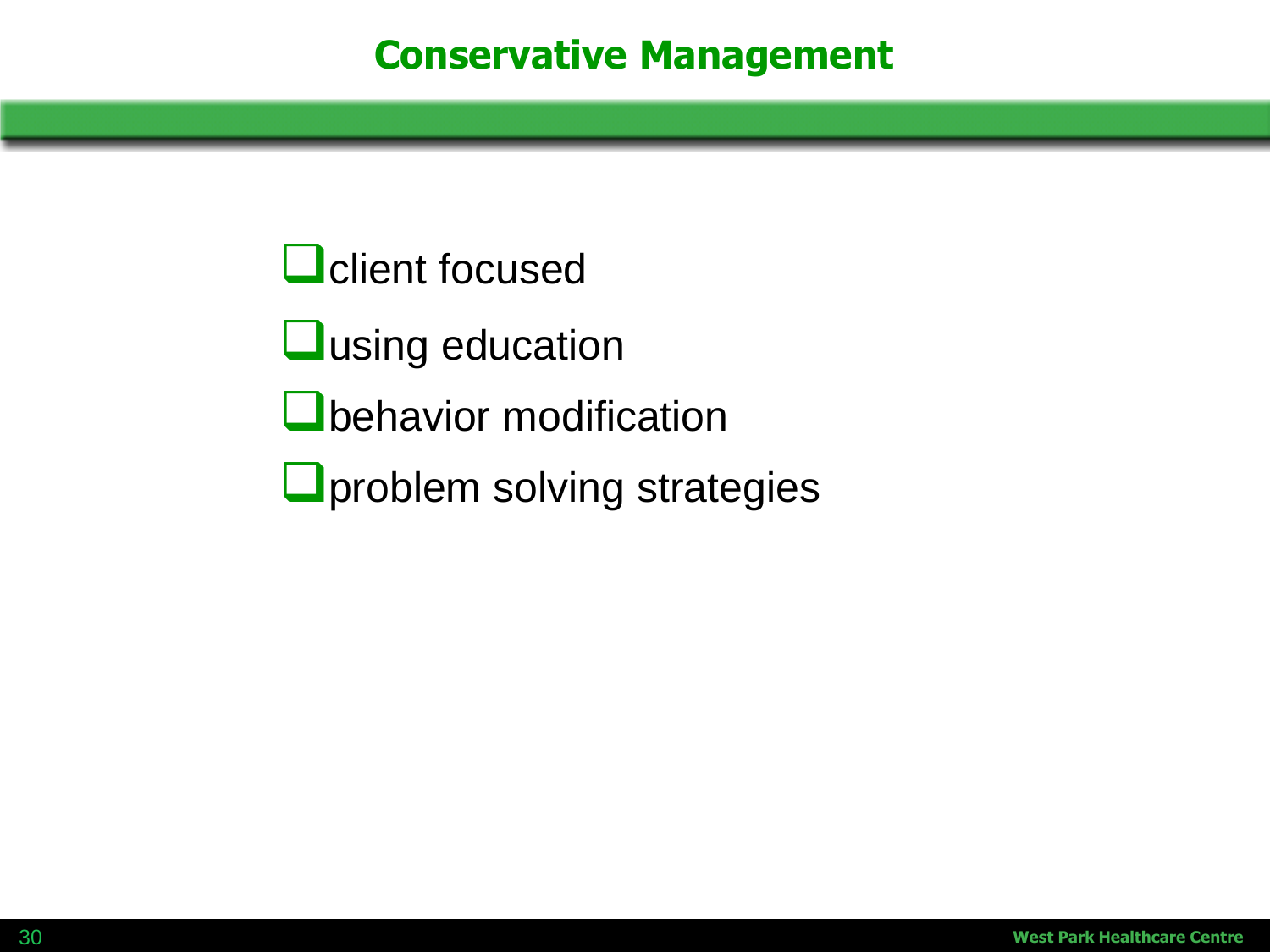# Conservative Management

- client focused
- using education
- behavior modification
- problem solving strategies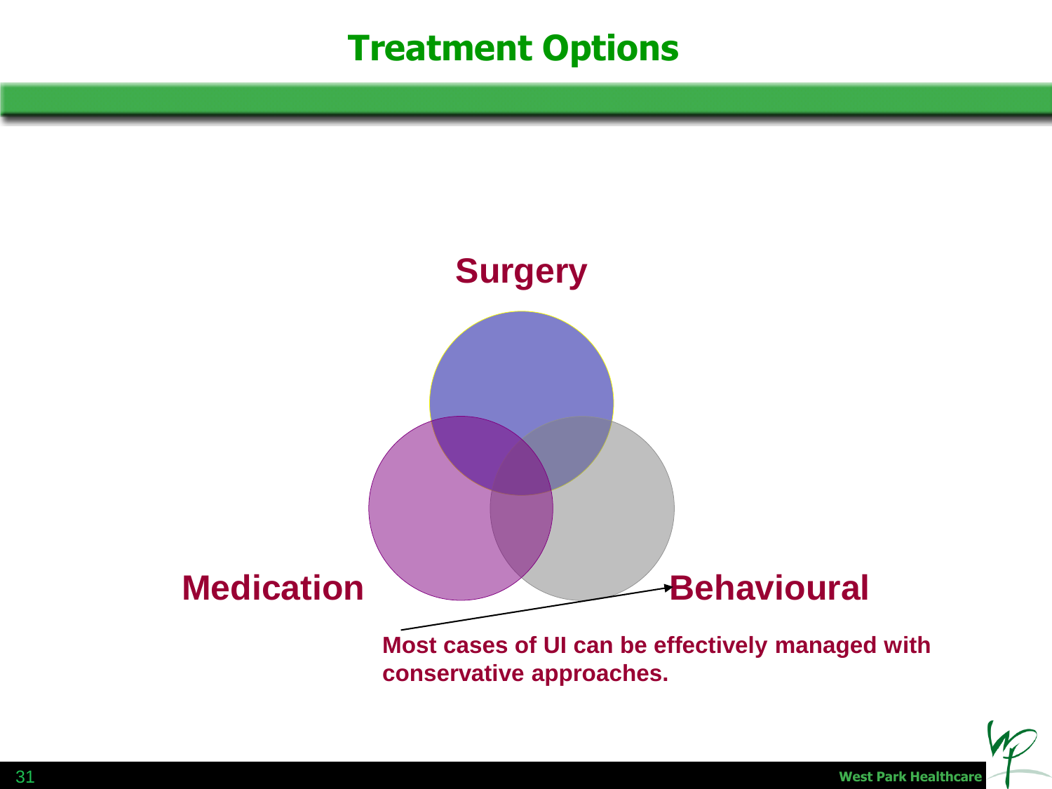# Treatment Options

Surgery

Medication

Behavioural

**Most cases of UI can be effectively managed with conservative approaches.**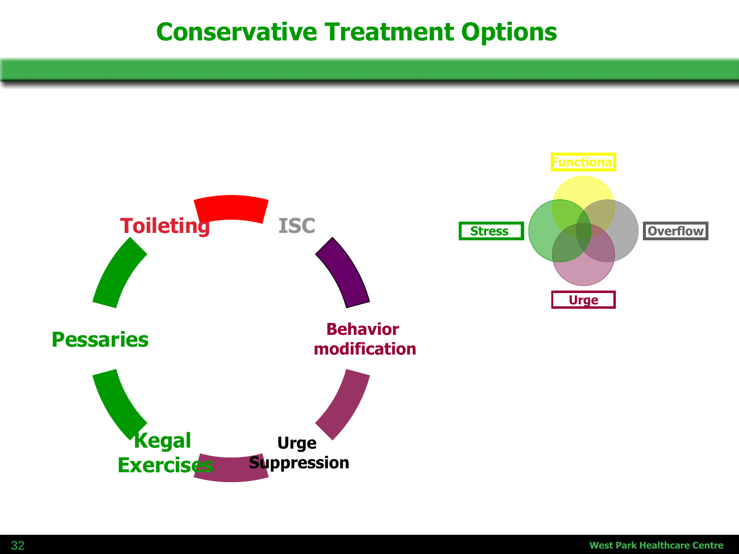# Conservative Treatment Options

- Toileting
- ISC
- Behavior modification
- Urge Suppression
- Kegal Exercises
- Pessaries

Functiona

Stress

Overflow

Urge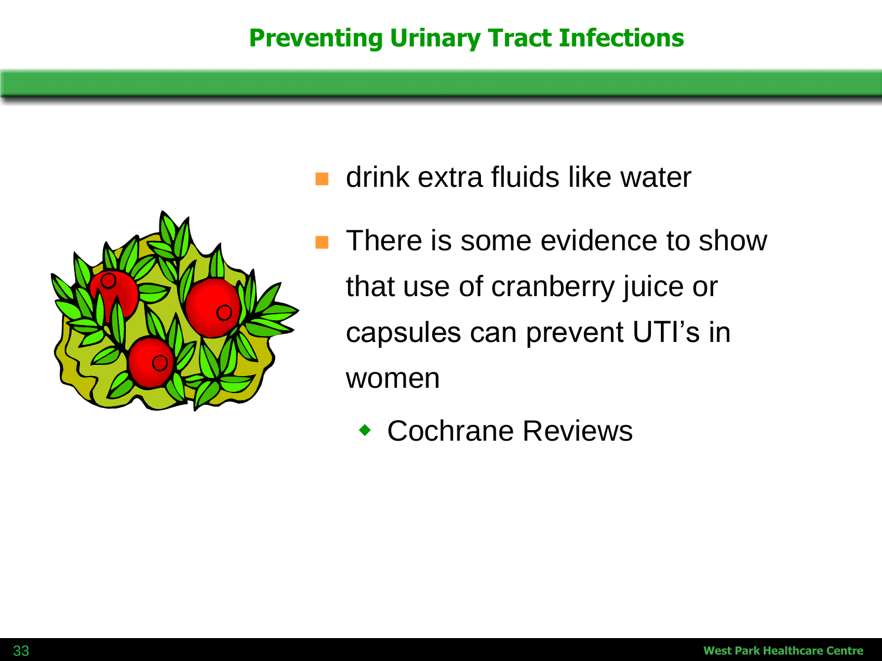# Preventing Urinary Tract Infections

- drink extra fluids like water
- There is some evidence to show that use of cranberry juice or capsules can prevent UTI's in women
  - Cochrane Reviews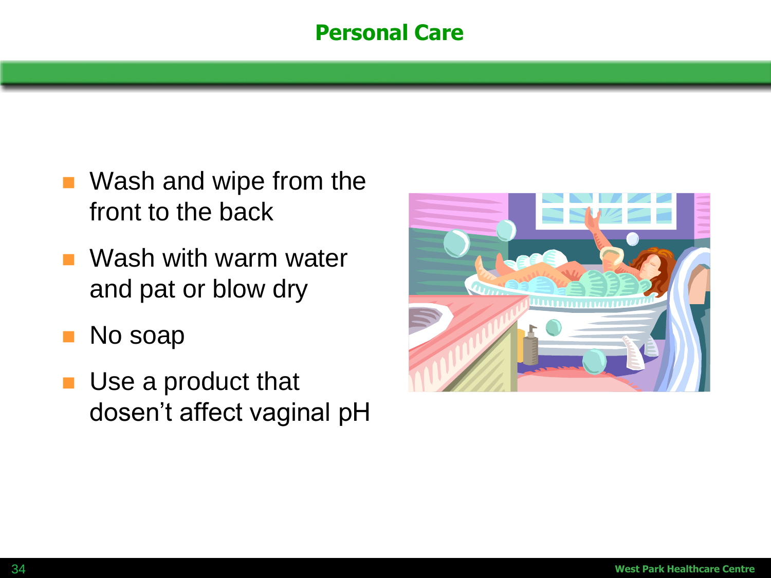# Personal Care

- Wash and wipe from the front to the back
- Wash with warm water and pat or blow dry
- No soap
- Use a product that dosen't affect vaginal pH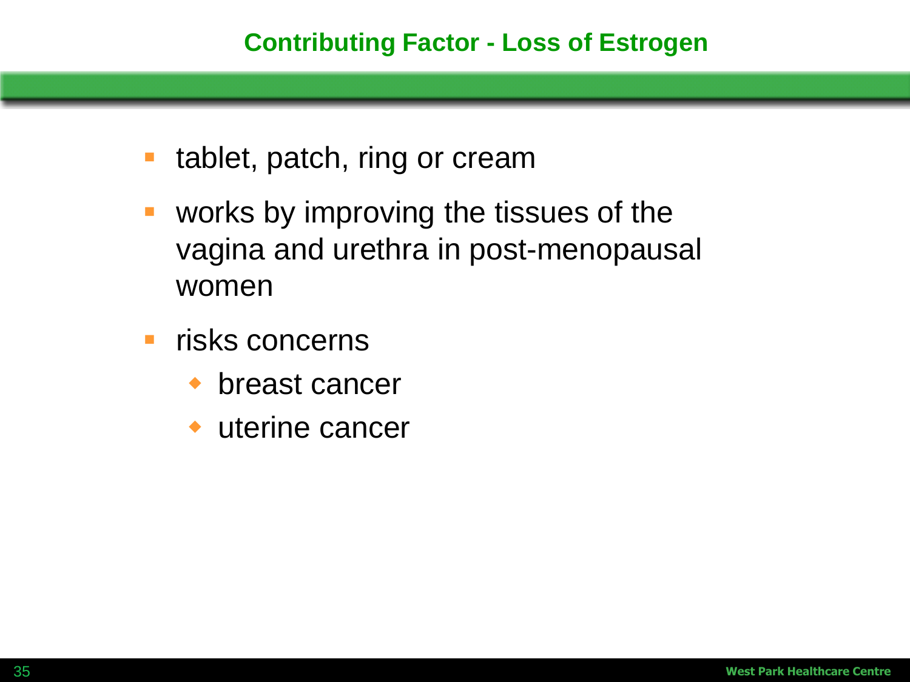## Contributing Factor - Loss of Estrogen

- tablet, patch, ring or cream
- works by improving the tissues of the vagina and urethra in post-menopausal women
- risks concerns
  - breast cancer
  - uterine cancer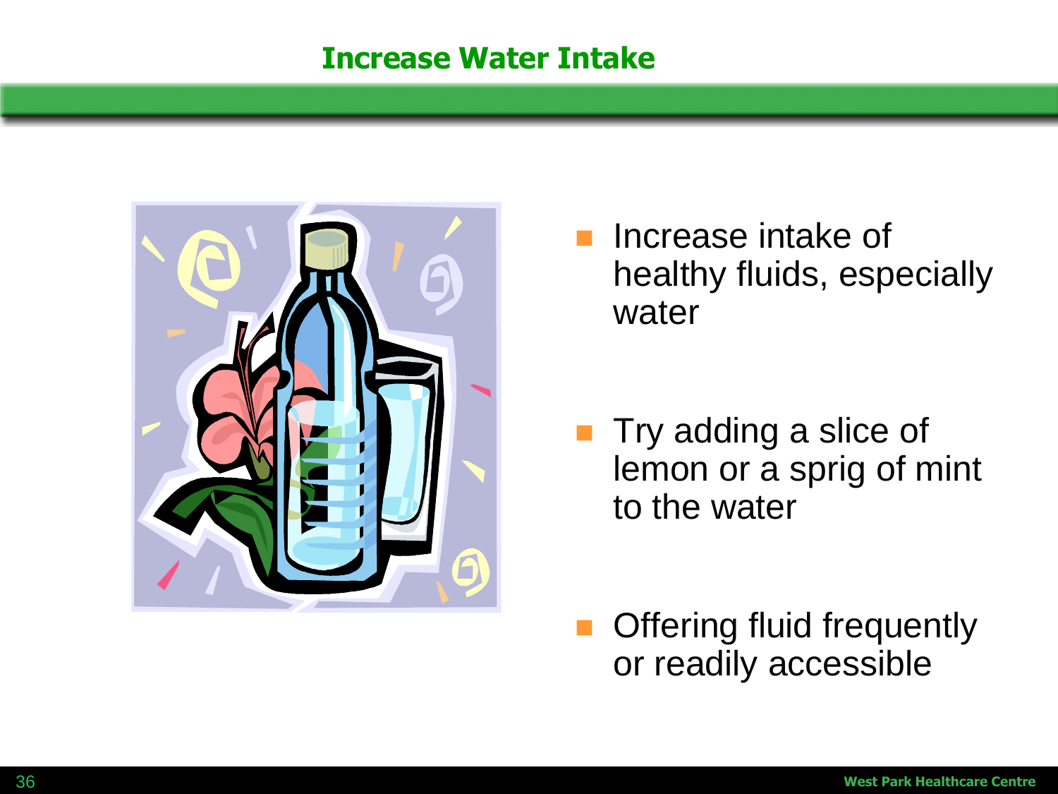# Increase Water Intake

- Increase intake of healthy fluids, especially water
- Try adding a slice of lemon or a sprig of mint to the water
- Offering fluid frequently or readily accessible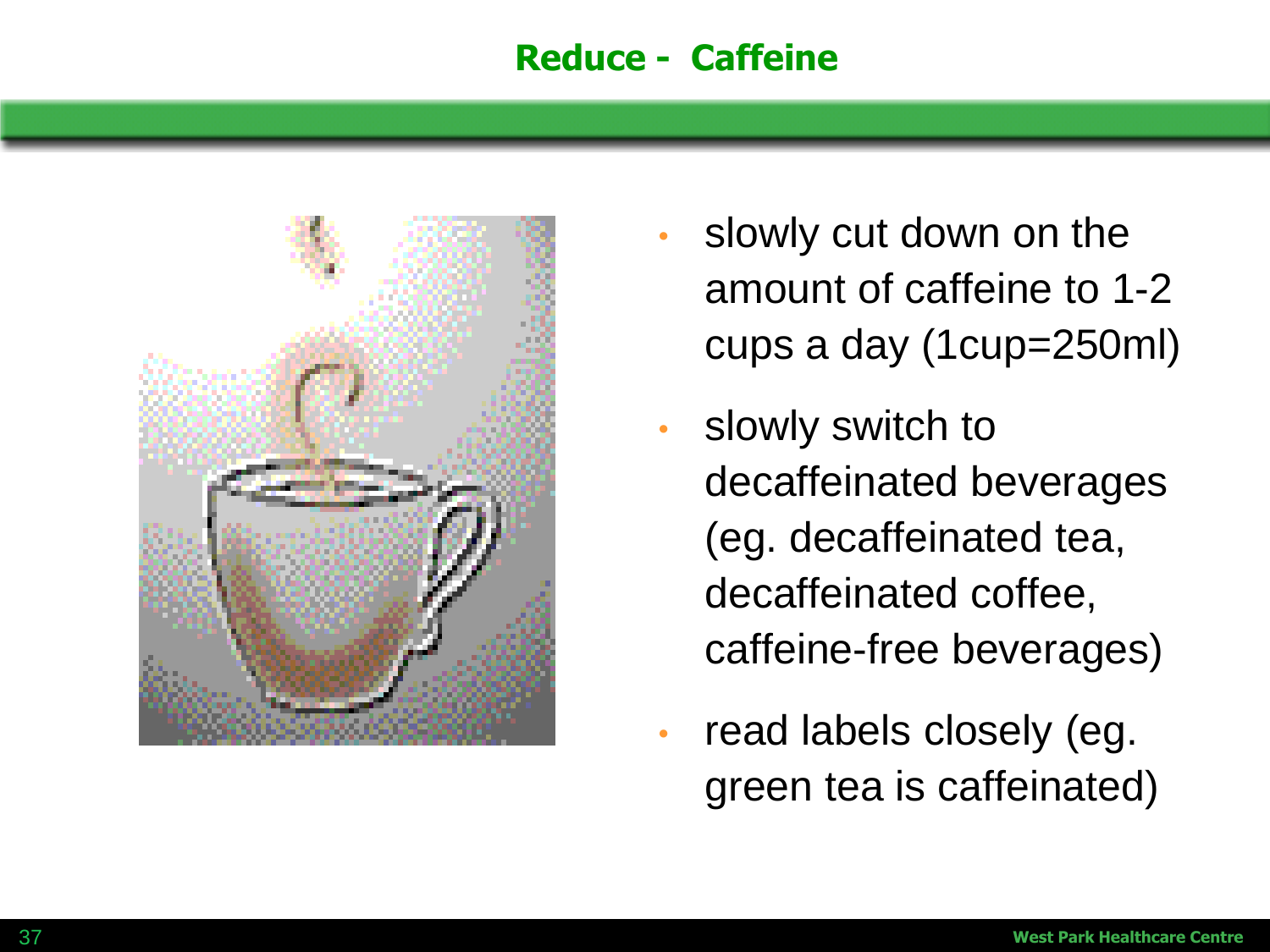# Reduce - Caffeine

- slowly cut down on the amount of caffeine to 1-2 cups a day (1cup=250ml)
- slowly switch to decaffeinated beverages (eg. decaffeinated tea, decaffeinated coffee, caffeine-free beverages)
- read labels closely (eg. green tea is caffeinated)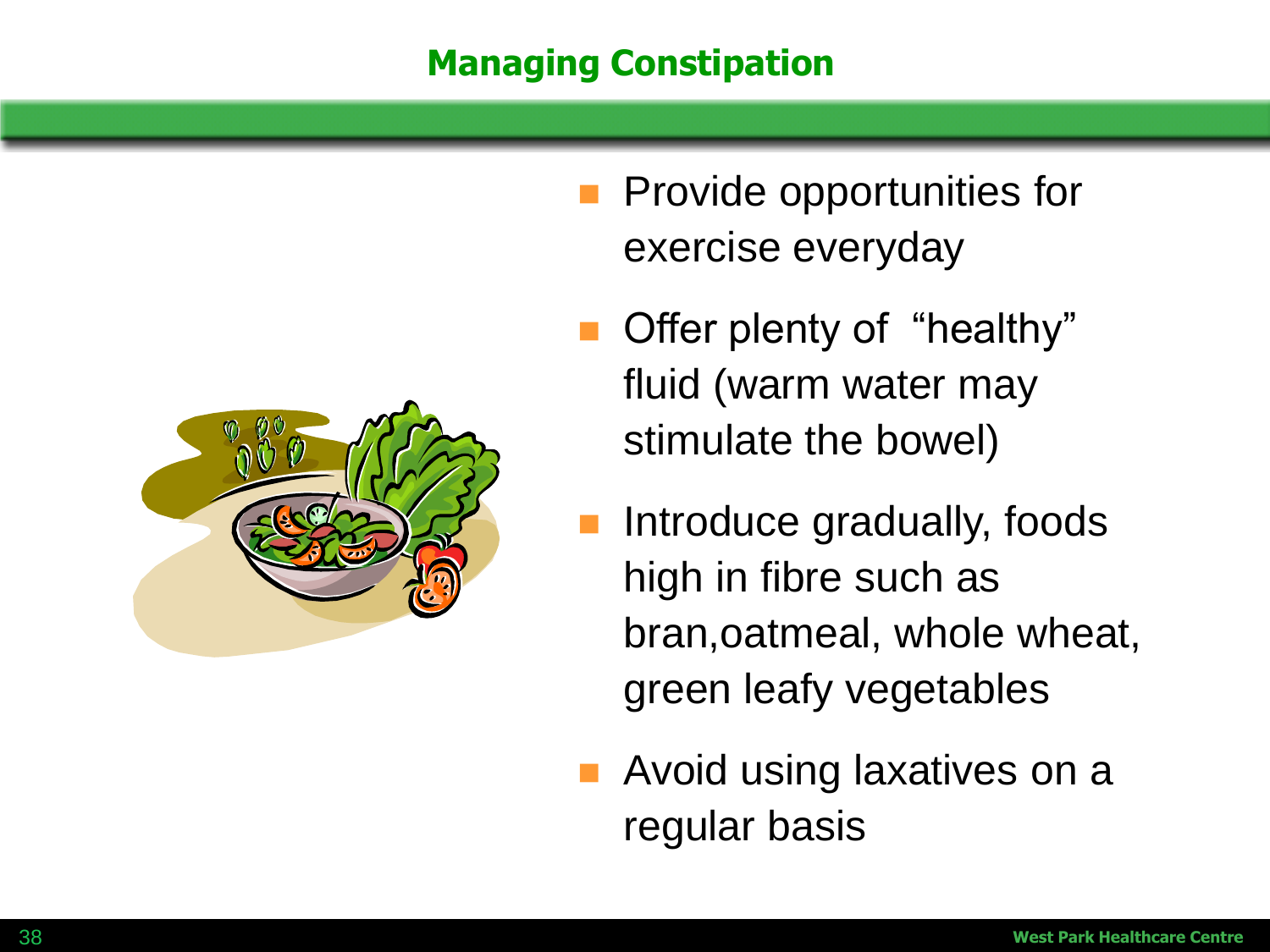## Managing Constipation

- Provide opportunities for exercise everyday
- Offer plenty of "healthy" fluid (warm water may stimulate the bowel)
- Introduce gradually, foods high in fibre such as bran,oatmeal, whole wheat, green leafy vegetables
- Avoid using laxatives on a regular basis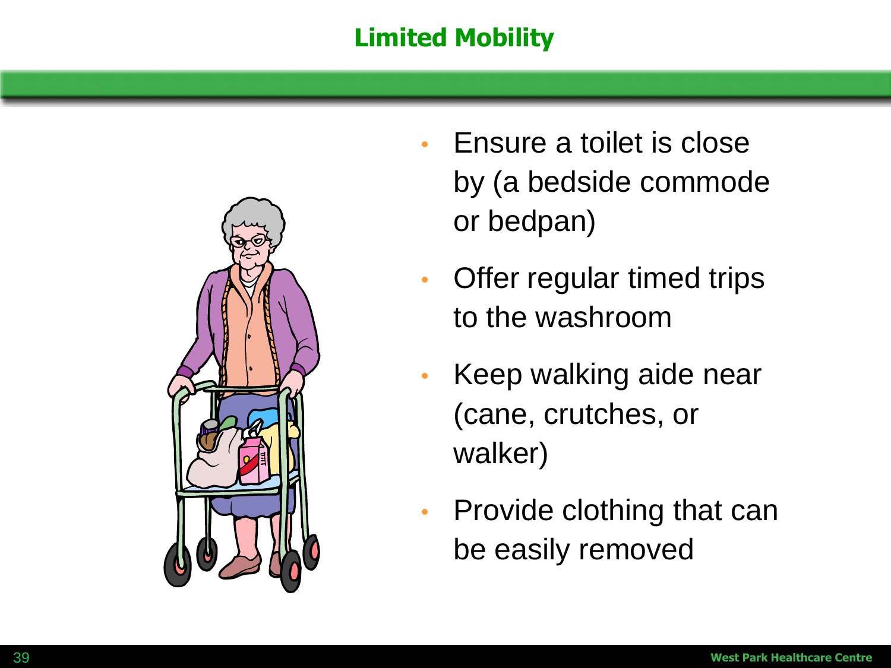# Limited Mobility

- Ensure a toilet is close by (a bedside commode or bedpan)
- Offer regular timed trips to the washroom
- Keep walking aide near (cane, crutches, or walker)
- Provide clothing that can be easily removed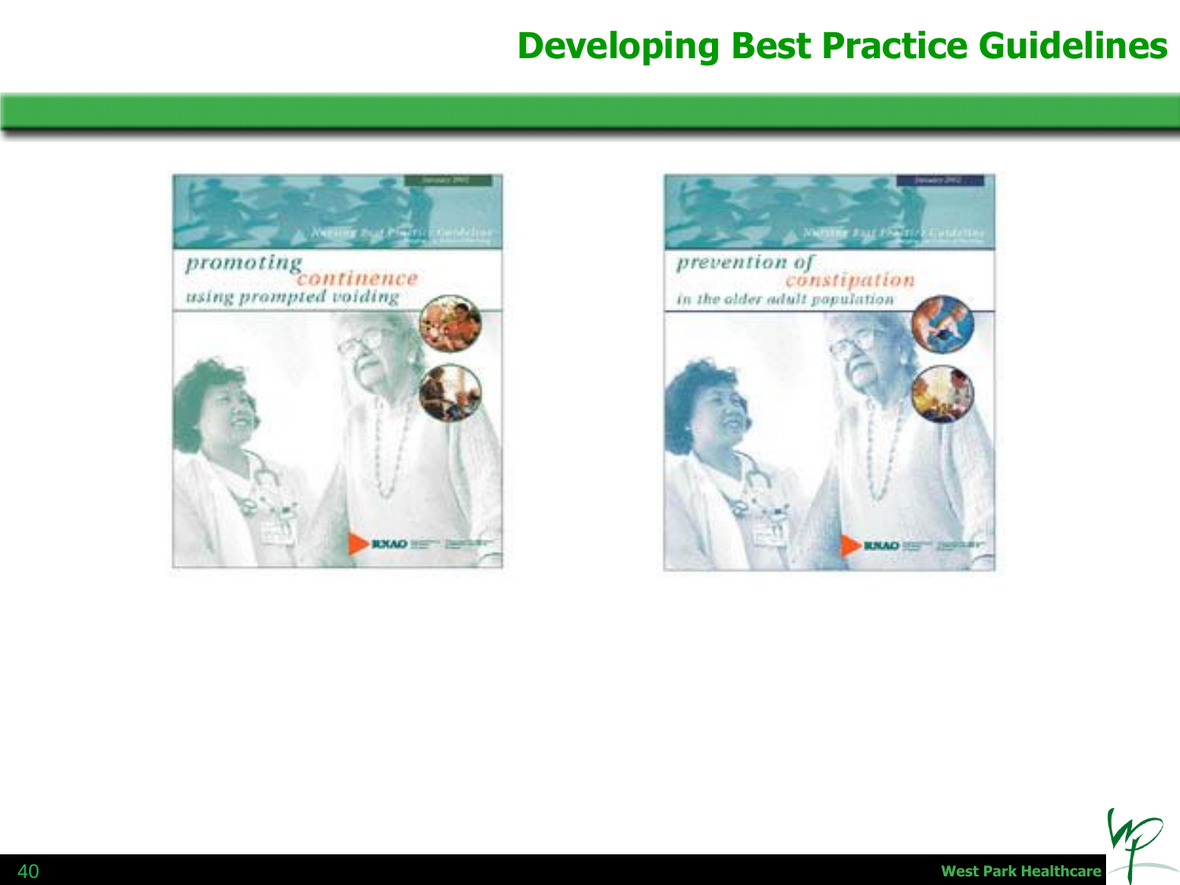# Developing Best Practice Guidelines

Nursing Best Practice Guideline

promoting continence using prompted voiding

Nursing Best Practice Guideline

prevention of constipation in the older adult population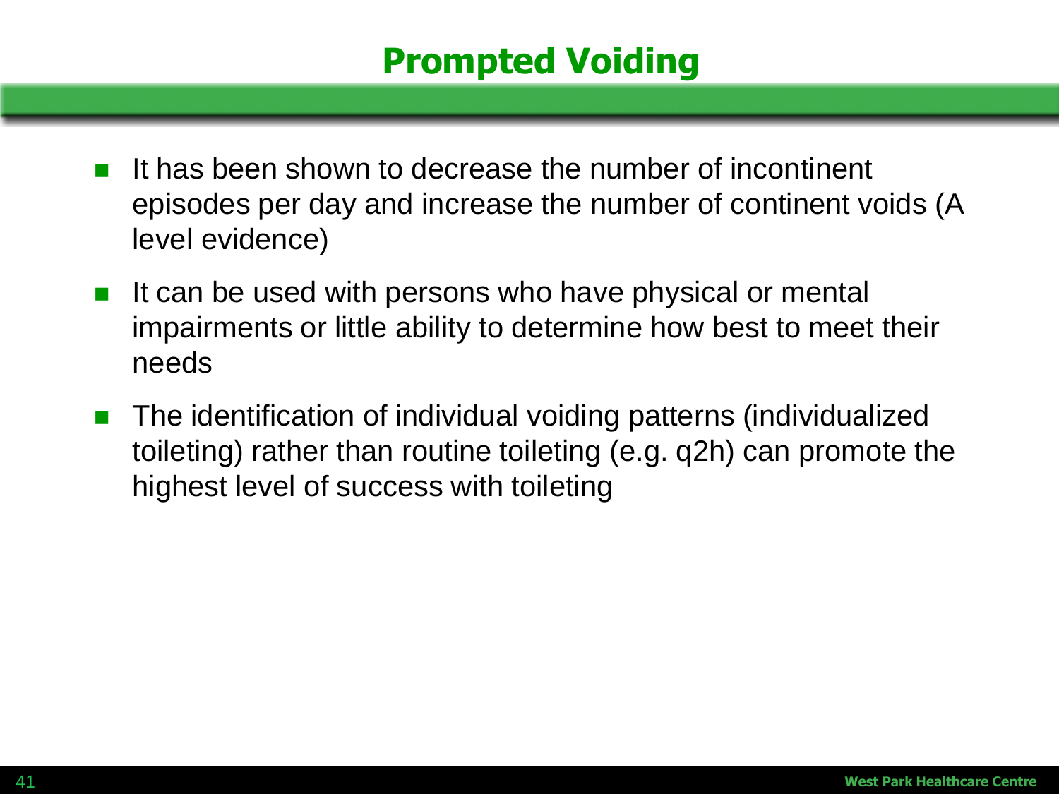# Prompted Voiding

- It has been shown to decrease the number of incontinent episodes per day and increase the number of continent voids (A level evidence)
- It can be used with persons who have physical or mental impairments or little ability to determine how best to meet their needs
- The identification of individual voiding patterns (individualized toileting) rather than routine toileting (e.g. q2h) can promote the highest level of success with toileting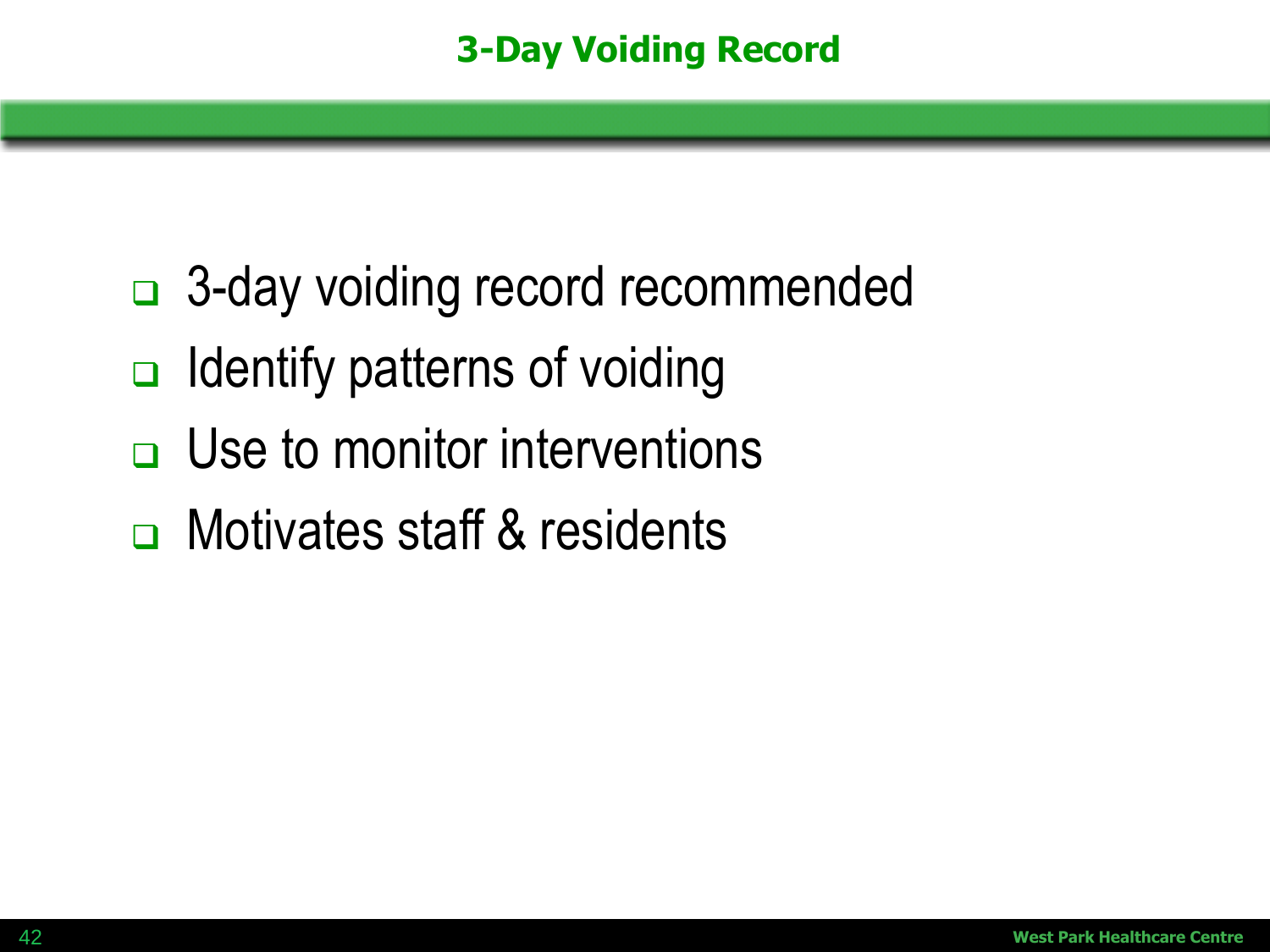# 3-Day Voiding Record

- 3-day voiding record recommended
- Identify patterns of voiding
- Use to monitor interventions
- Motivates staff & residents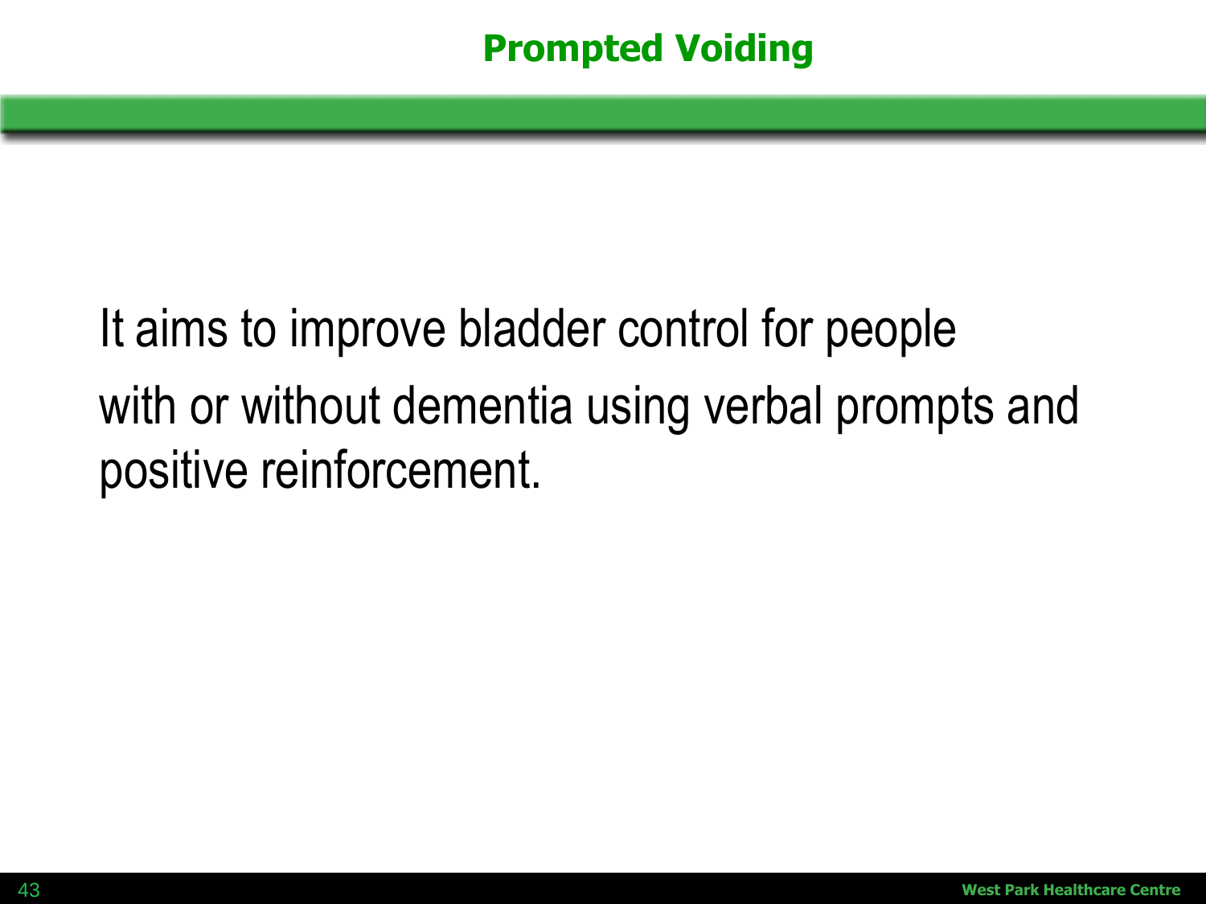# Prompted Voiding

It aims to improve bladder control for people with or without dementia using verbal prompts and positive reinforcement.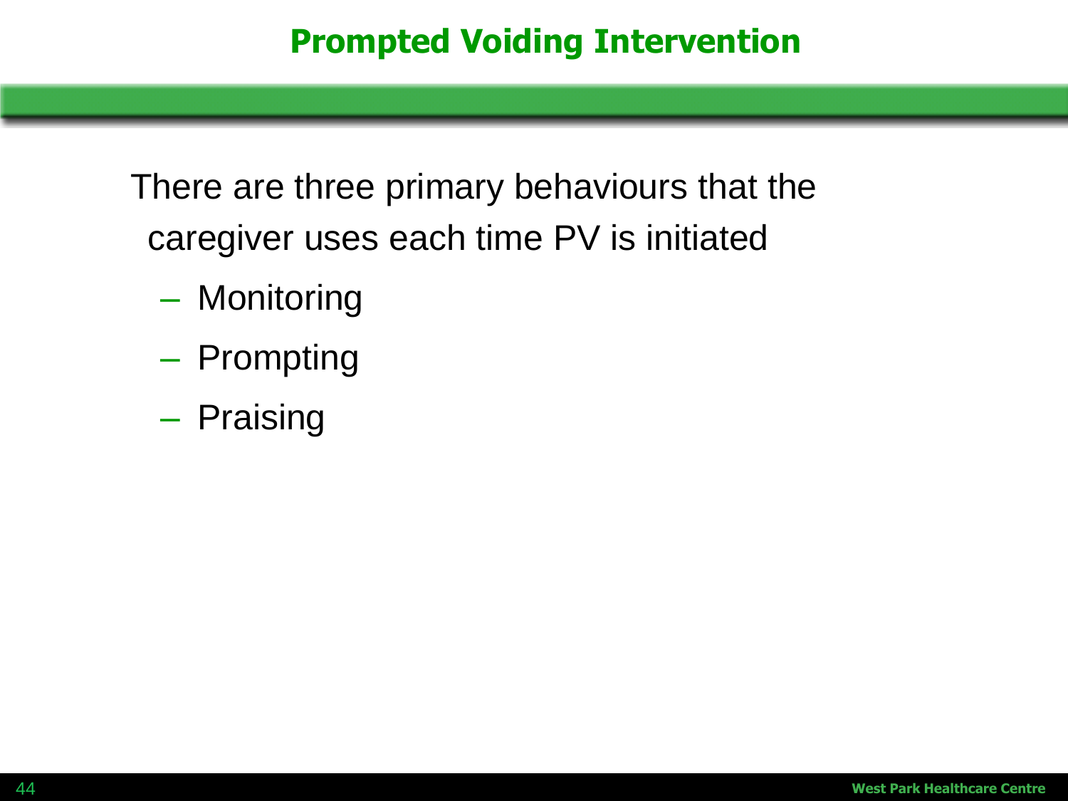# Prompted Voiding Intervention

There are three primary behaviours that the caregiver uses each time PV is initiated

- Monitoring
- Prompting
- Praising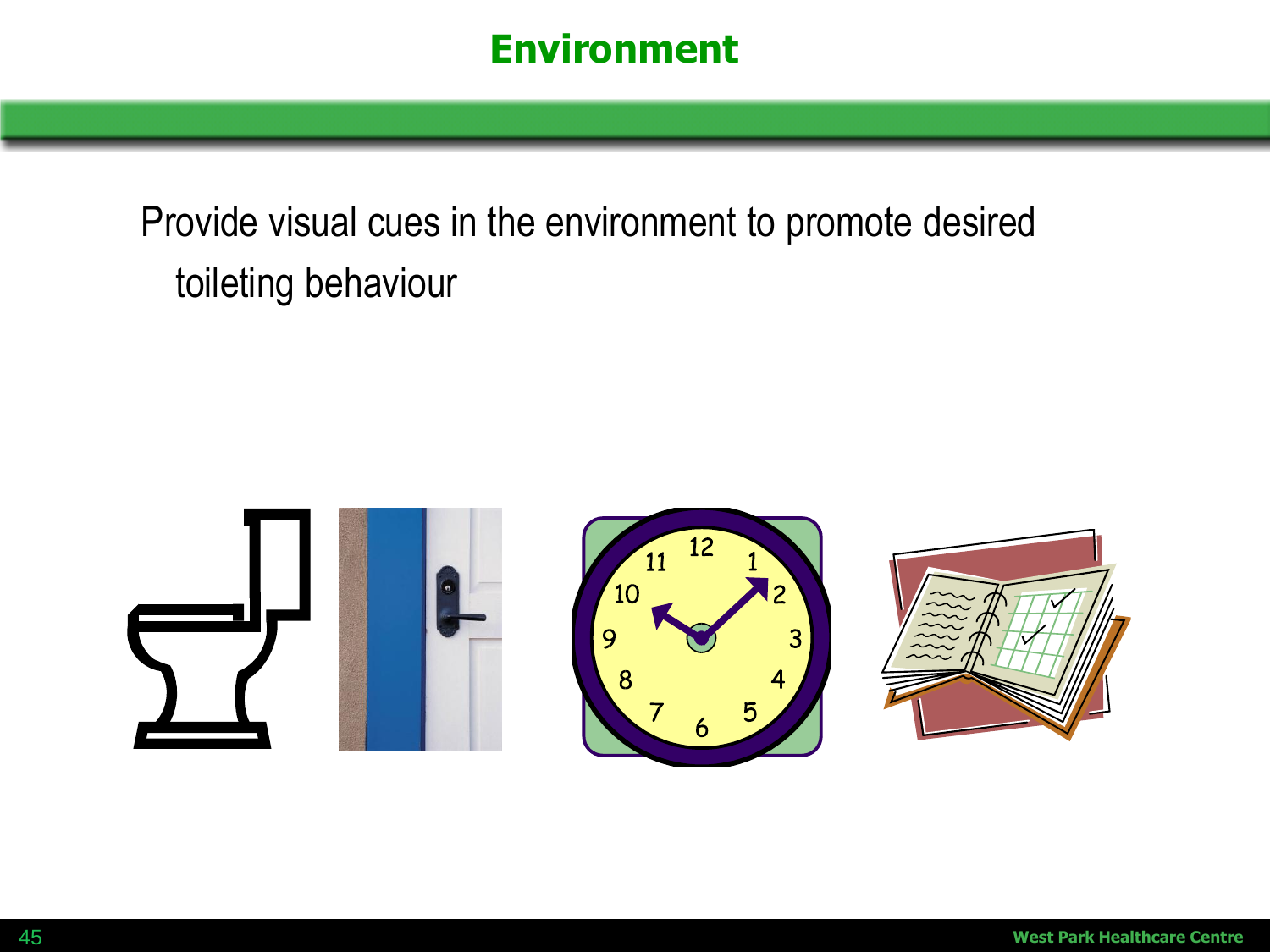# Environment

Provide visual cues in the environment to promote desired toileting behaviour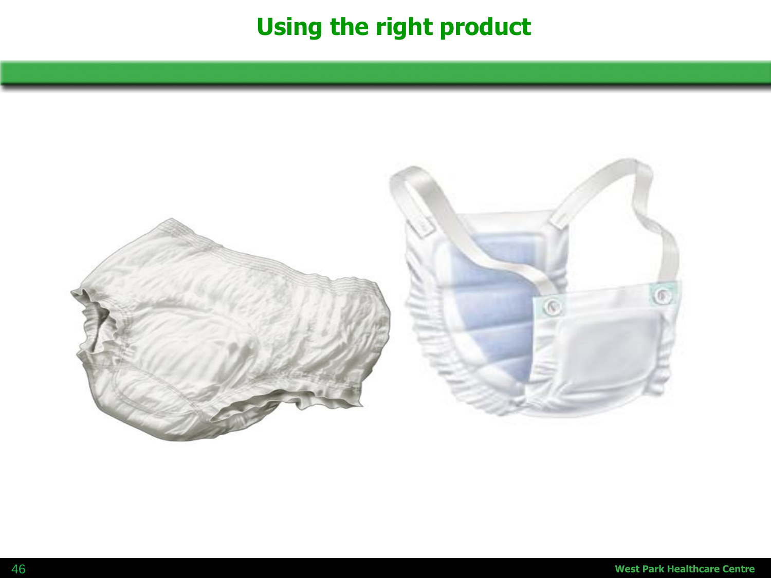# Using the right product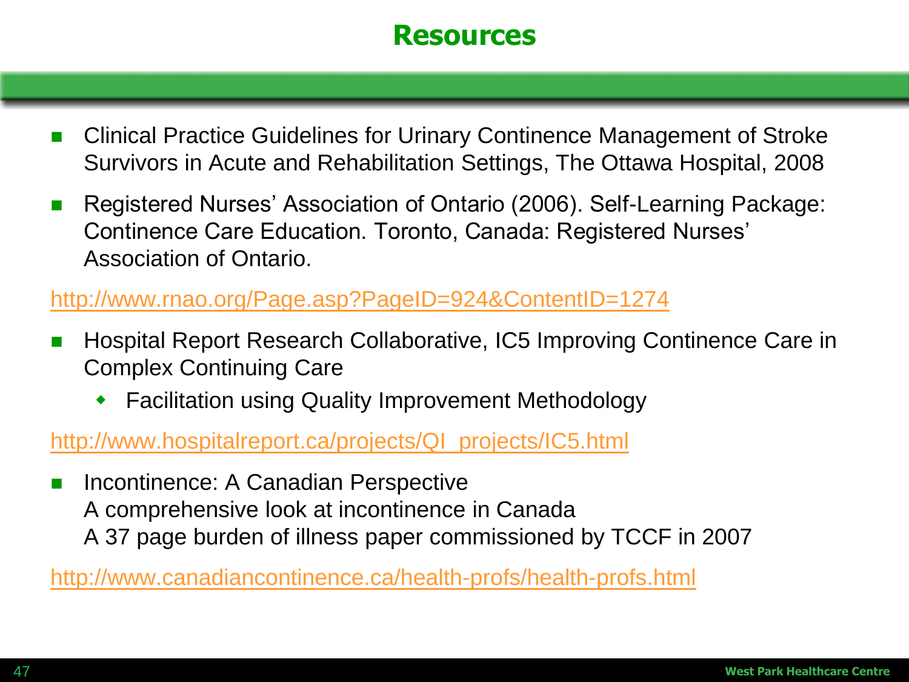# Resources

- Clinical Practice Guidelines for Urinary Continence Management of Stroke Survivors in Acute and Rehabilitation Settings, The Ottawa Hospital, 2008
- Registered Nurses' Association of Ontario (2006). Self-Learning Package: Continence Care Education. Toronto, Canada: Registered Nurses' Association of Ontario.

http://www.rnao.org/Page.asp?PageID=924&ContentID=1274

- Hospital Report Research Collaborative, IC5 Improving Continence Care in Complex Continuing Care
  - Facilitation using Quality Improvement Methodology

http://www.hospitalreport.ca/projects/QI_projects/IC5.html

- Incontinence: A Canadian Perspective
  A comprehensive look at incontinence in Canada
  A 37 page burden of illness paper commissioned by TCCF in 2007

http://www.canadiancontinence.ca/health-profs/health-profs.html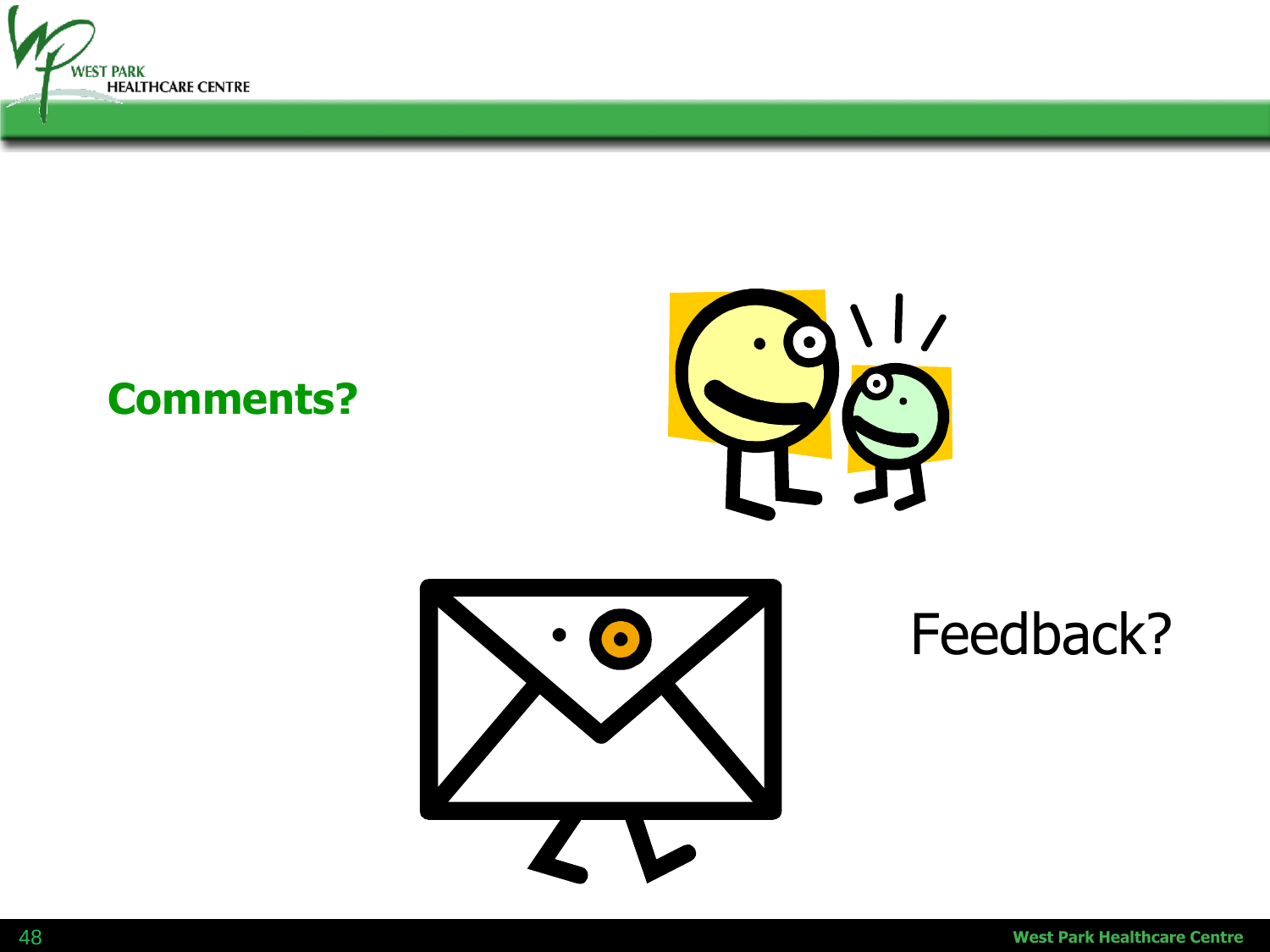**Comments?**

Feedback?